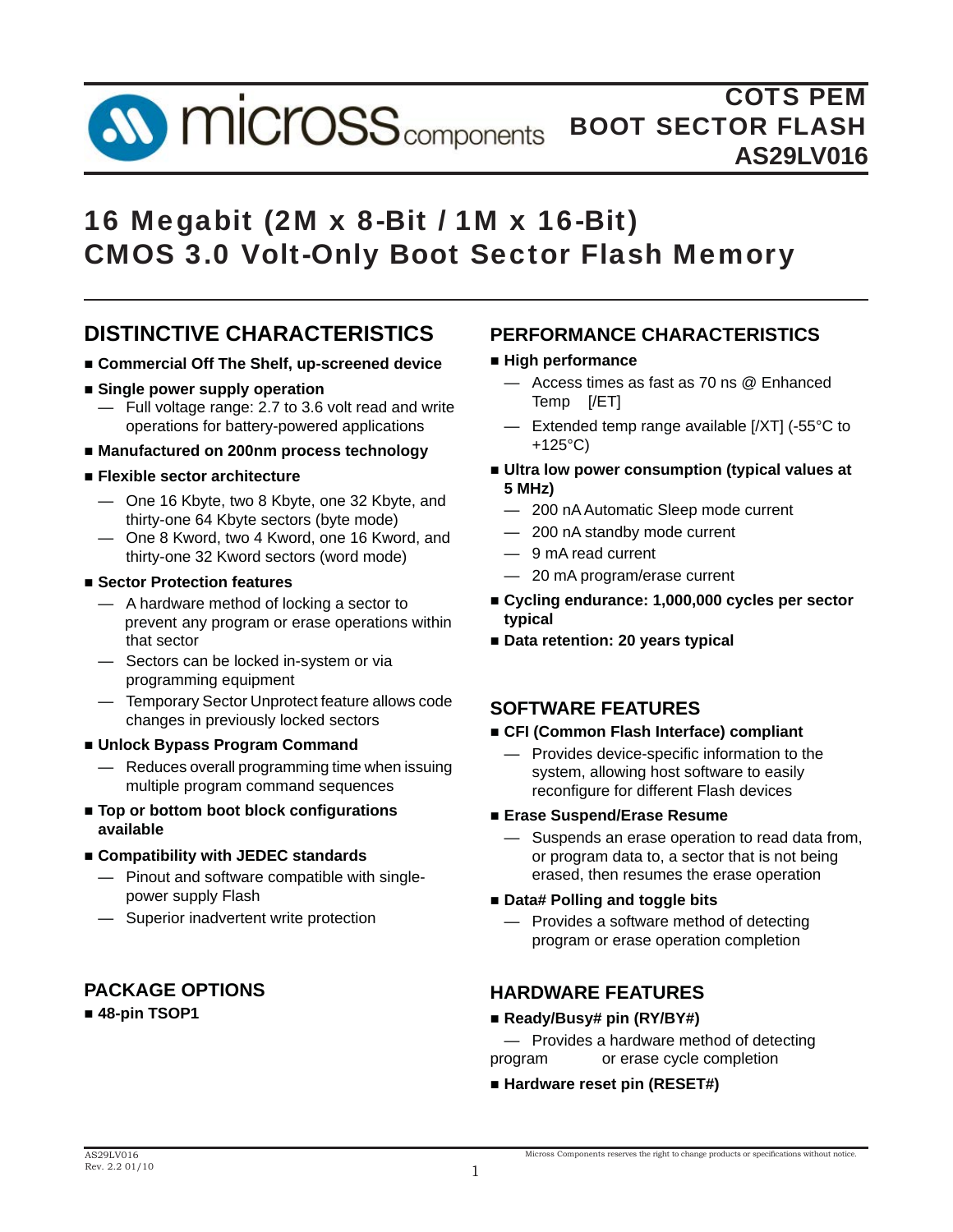COTS PEM
BOOT SECTOR FLASH
AS29LV016

# 16 Megabit (2M x 8-Bit / 1M x 16-Bit) CMOS 3.0 Volt-Only Boot Sector Flash Memory

## DISTINCTIVE CHARACTERISTICS

- **Commercial Off The Shelf, up-screened device**
- **Single power supply operation**
  - Full voltage range: 2.7 to 3.6 volt read and write operations for battery-powered applications
- **Manufactured on 200nm process technology**
- **Flexible sector architecture**
  - One 16 Kbyte, two 8 Kbyte, one 32 Kbyte, and thirty-one 64 Kbyte sectors (byte mode)
  - One 8 Kword, two 4 Kword, one 16 Kword, and thirty-one 32 Kword sectors (word mode)
- **Sector Protection features**
  - A hardware method of locking a sector to prevent any program or erase operations within that sector
  - Sectors can be locked in-system or via programming equipment
  - Temporary Sector Unprotect feature allows code changes in previously locked sectors
- **Unlock Bypass Program Command**
  - Reduces overall programming time when issuing multiple program command sequences
- **Top or bottom boot block configurations available**
- **Compatibility with JEDEC standards**
  - Pinout and software compatible with single-power supply Flash
  - Superior inadvertent write protection

## PACKAGE OPTIONS

- **48-pin TSOP1**

## PERFORMANCE CHARACTERISTICS

- **High performance**
  - Access times as fast as 70 ns @ Enhanced Temp [/ET]
  - Extended temp range available [/XT] (-55°C to +125°C)
- **Ultra low power consumption (typical values at 5 MHz)**
  - 200 nA Automatic Sleep mode current
  - 200 nA standby mode current
  - 9 mA read current
  - 20 mA program/erase current
- **Cycling endurance: 1,000,000 cycles per sector typical**
- **Data retention: 20 years typical**

## SOFTWARE FEATURES

- **CFI (Common Flash Interface) compliant**
  - Provides device-specific information to the system, allowing host software to easily reconfigure for different Flash devices
- **Erase Suspend/Erase Resume**
  - Suspends an erase operation to read data from, or program data to, a sector that is not being erased, then resumes the erase operation
- **Data# Polling and toggle bits**
  - Provides a software method of detecting program or erase operation completion

## HARDWARE FEATURES

- **Ready/Busy# pin (RY/BY#)**
  - Provides a hardware method of detecting program or erase cycle completion
- **Hardware reset pin (RESET#)**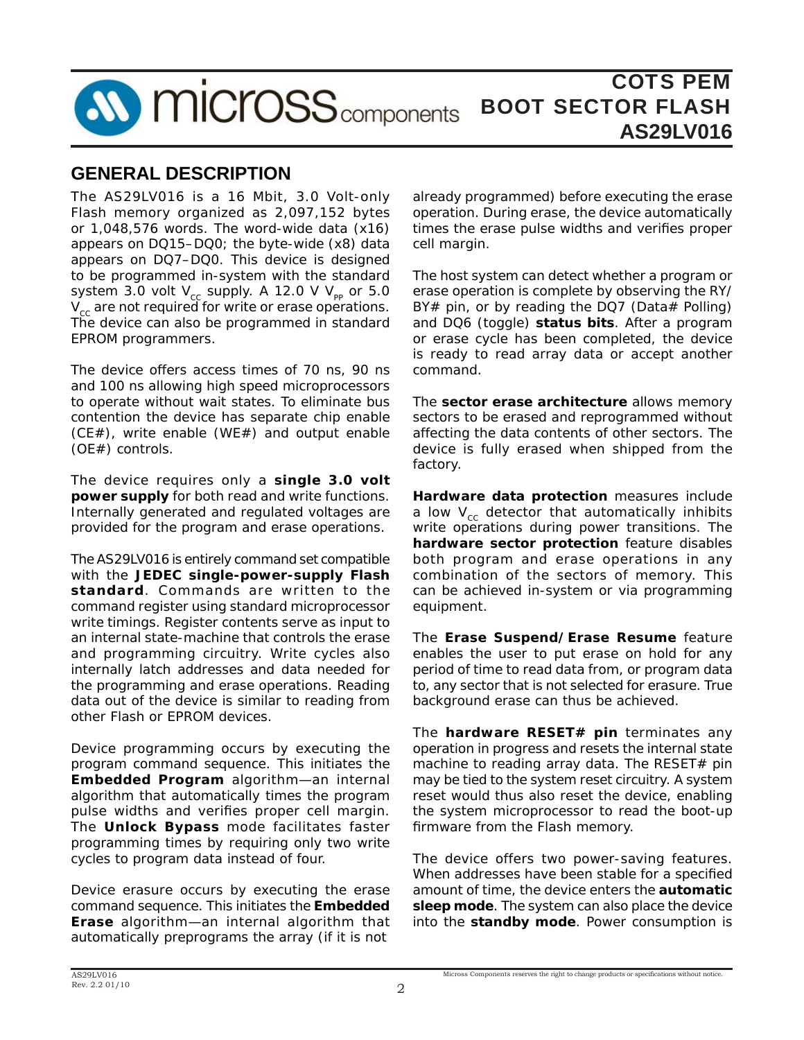## GENERAL DESCRIPTION

The AS29LV016 is a 16 Mbit, 3.0 Volt-only Flash memory organized as 2,097,152 bytes or 1,048,576 words. The word-wide data (x16) appears on DQ15–DQ0; the byte-wide (x8) data appears on DQ7–DQ0. This device is designed to be programmed in-system with the standard system 3.0 volt $V_{CC}$ supply. A 12.0 V $V_{PP}$ or 5.0 $V_{CC}$ are not required for write or erase operations. The device can also be programmed in standard EPROM programmers.

The device offers access times of 70 ns, 90 ns and 100 ns allowing high speed microprocessors to operate without wait states. To eliminate bus contention the device has separate chip enable (CE#), write enable (WE#) and output enable (OE#) controls.

The device requires only a **single 3.0 volt power supply** for both read and write functions. Internally generated and regulated voltages are provided for the program and erase operations.

The AS29LV016 is entirely command set compatible with the **JEDEC single-power-supply Flash standard**. Commands are written to the command register using standard microprocessor write timings. Register contents serve as input to an internal state-machine that controls the erase and programming circuitry. Write cycles also internally latch addresses and data needed for the programming and erase operations. Reading data out of the device is similar to reading from other Flash or EPROM devices.

Device programming occurs by executing the program command sequence. This initiates the **Embedded Program** algorithm—an internal algorithm that automatically times the program pulse widths and verifies proper cell margin. The **Unlock Bypass** mode facilitates faster programming times by requiring only two write cycles to program data instead of four.

Device erasure occurs by executing the erase command sequence. This initiates the **Embedded Erase** algorithm—an internal algorithm that automatically preprograms the array (if it is not already programmed) before executing the erase operation. During erase, the device automatically times the erase pulse widths and verifies proper cell margin.

The host system can detect whether a program or erase operation is complete by observing the RY/BY# pin, or by reading the DQ7 (Data# Polling) and DQ6 (toggle) **status bits**. After a program or erase cycle has been completed, the device is ready to read array data or accept another command.

The **sector erase architecture** allows memory sectors to be erased and reprogrammed without affecting the data contents of other sectors. The device is fully erased when shipped from the factory.

**Hardware data protection** measures include a low $V_{CC}$ detector that automatically inhibits write operations during power transitions. The **hardware sector protection** feature disables both program and erase operations in any combination of the sectors of memory. This can be achieved in-system or via programming equipment.

The **Erase Suspend/Erase Resume** feature enables the user to put erase on hold for any period of time to read data from, or program data to, any sector that is not selected for erasure. True background erase can thus be achieved.

The **hardware RESET# pin** terminates any operation in progress and resets the internal state machine to reading array data. The RESET# pin may be tied to the system reset circuitry. A system reset would thus also reset the device, enabling the system microprocessor to read the boot-up firmware from the Flash memory.

The device offers two power-saving features. When addresses have been stable for a specified amount of time, the device enters the **automatic sleep mode**. The system can also place the device into the **standby mode**. Power consumption is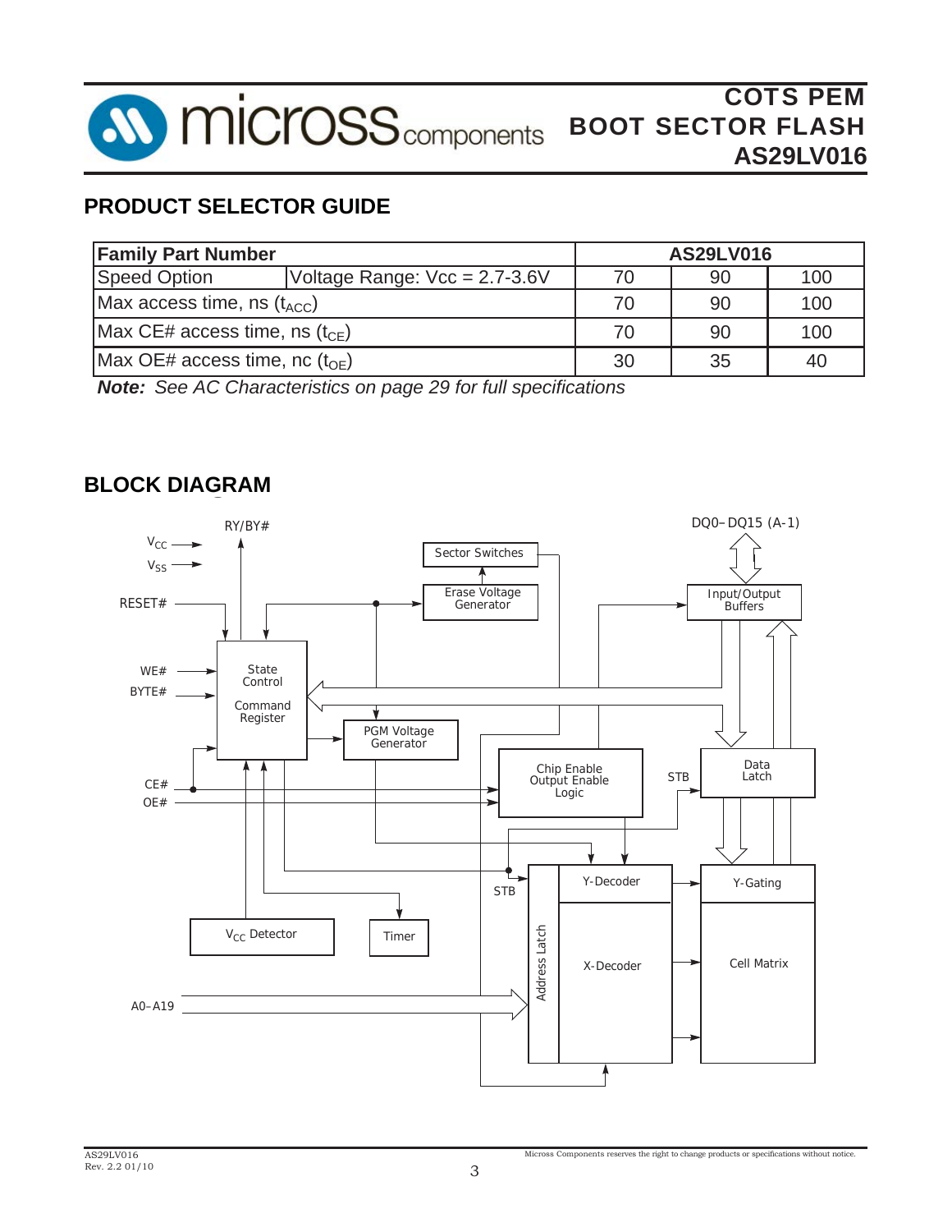## PRODUCT SELECTOR GUIDE

| **Family Part Number** | | **AS29LV016** | | |
|---|---|---|---|---|
| Speed Option | Voltage Range: Vcc = 2.7-3.6V | 70 | 90 | 100 |
| Max access time, ns ($t_{ACC}$) | | 70 | 90 | 100 |
| Max CE# access time, ns ($t_{CE}$) | | 70 | 90 | 100 |
| Max OE# access time, nc ($t_{OE}$) | | 30 | 35 | 40 |

***Note:** See AC Characteristics on page 29 for full specifications*

## BLOCK DIAGRAM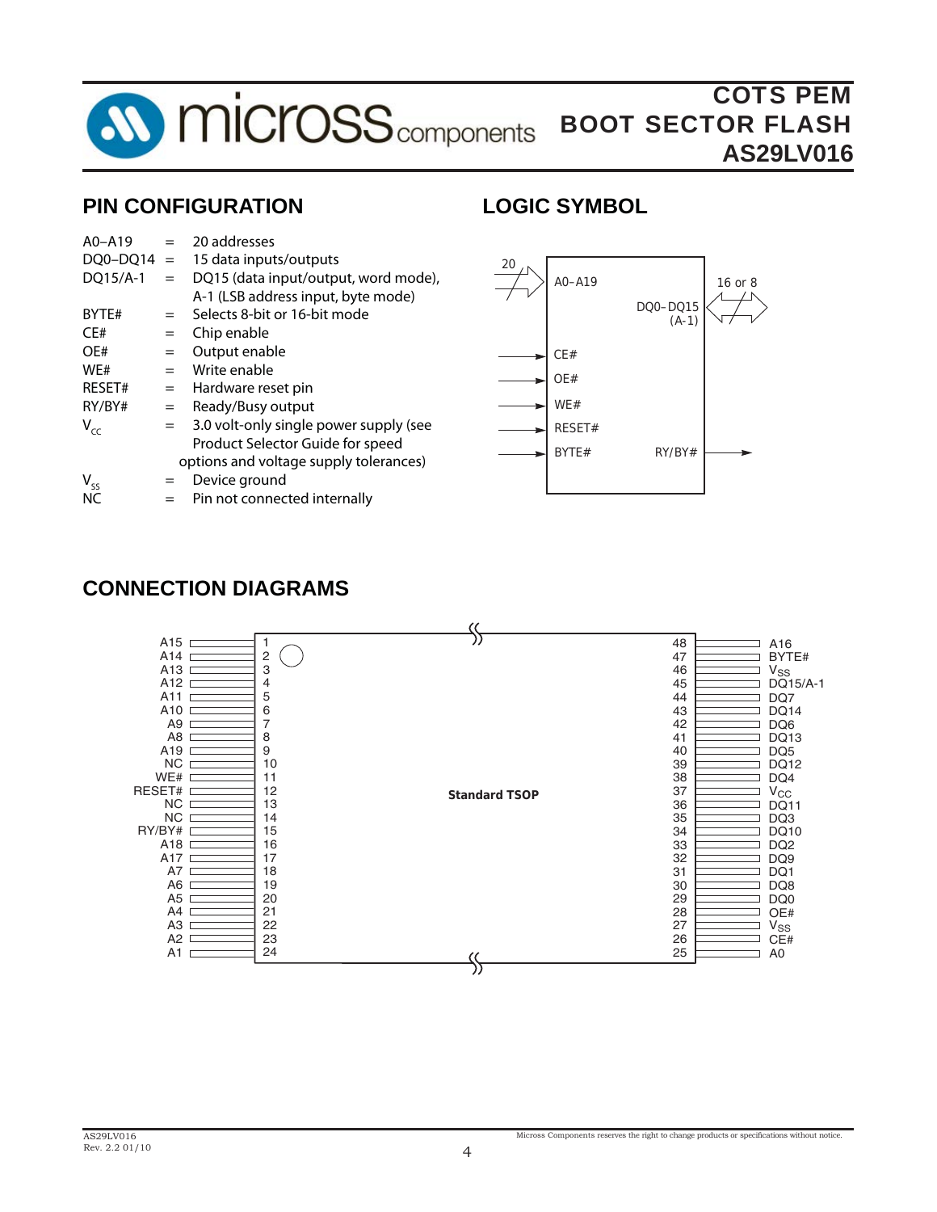## PIN CONFIGURATION

| | | |
|---|---|---|
| A0–A19 | = | 20 addresses |
| DQ0–DQ14 | = | 15 data inputs/outputs |
| DQ15/A-1 | = | DQ15 (data input/output, word mode), A-1 (LSB address input, byte mode) |
| BYTE# | = | Selects 8-bit or 16-bit mode |
| CE# | = | Chip enable |
| OE# | = | Output enable |
| WE# | = | Write enable |
| RESET# | = | Hardware reset pin |
| RY/BY# | = | Ready/Busy output |
| $V_{CC}$ | = | 3.0 volt-only single power supply (see Product Selector Guide for speed options and voltage supply tolerances) |
| $V_{SS}$ | = | Device ground |
| NC | = | Pin not connected internally |

## LOGIC SYMBOL

Inputs: A0–A19 (20), CE#, OE#, WE#, RESET#, BYTE#
Bidirectional: DQ0–DQ15 (A-1) (16 or 8)
Output: RY/BY#

## CONNECTION DIAGRAMS

Standard TSOP

| Signal | Pin | Pin | Signal |
|---|---|---|---|
| A15 | 1 | 48 | A16 |
| A14 | 2 | 47 | BYTE# |
| A13 | 3 | 46 | $V_{SS}$ |
| A12 | 4 | 45 | DQ15/A-1 |
| A11 | 5 | 44 | DQ7 |
| A10 | 6 | 43 | DQ14 |
| A9 | 7 | 42 | DQ6 |
| A8 | 8 | 41 | DQ13 |
| A19 | 9 | 40 | DQ5 |
| NC | 10 | 39 | DQ12 |
| WE# | 11 | 38 | DQ4 |
| RESET# | 12 | 37 | $V_{CC}$ |
| NC | 13 | 36 | DQ11 |
| NC | 14 | 35 | DQ3 |
| RY/BY# | 15 | 34 | DQ10 |
| A18 | 16 | 33 | DQ2 |
| A17 | 17 | 32 | DQ9 |
| A7 | 18 | 31 | DQ1 |
| A6 | 19 | 30 | DQ8 |
| A5 | 20 | 29 | DQ0 |
| A4 | 21 | 28 | OE# |
| A3 | 22 | 27 | $V_{SS}$ |
| A2 | 23 | 26 | CE# |
| A1 | 24 | 25 | A0 |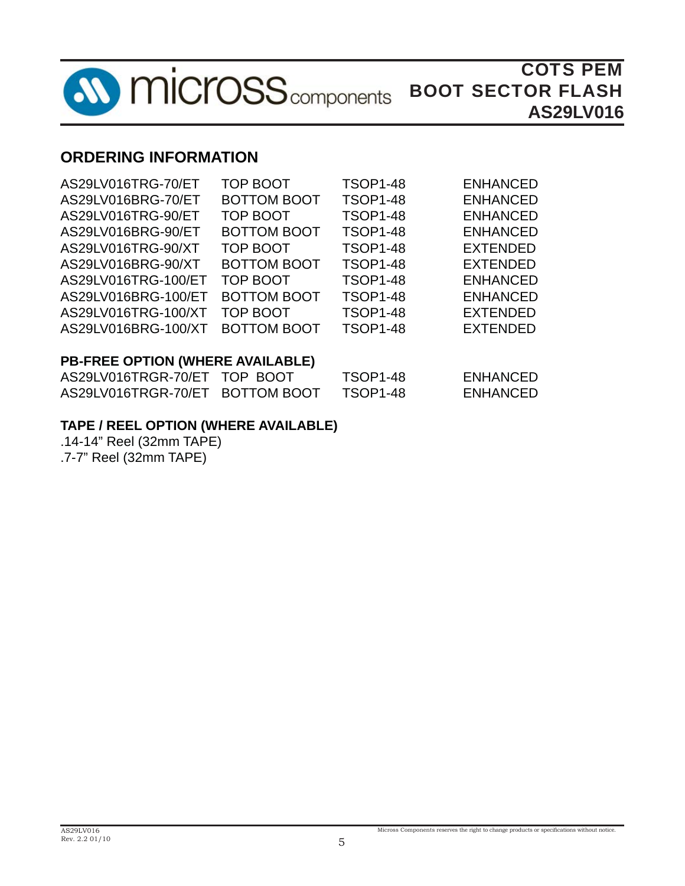## ORDERING INFORMATION

| | | | |
|---|---|---|---|
| AS29LV016TRG-70/ET | TOP BOOT | TSOP1-48 | ENHANCED |
| AS29LV016BRG-70/ET | BOTTOM BOOT | TSOP1-48 | ENHANCED |
| AS29LV016TRG-90/ET | TOP BOOT | TSOP1-48 | ENHANCED |
| AS29LV016BRG-90/ET | BOTTOM BOOT | TSOP1-48 | ENHANCED |
| AS29LV016TRG-90/XT | TOP BOOT | TSOP1-48 | EXTENDED |
| AS29LV016BRG-90/XT | BOTTOM BOOT | TSOP1-48 | EXTENDED |
| AS29LV016TRG-100/ET | TOP BOOT | TSOP1-48 | ENHANCED |
| AS29LV016BRG-100/ET | BOTTOM BOOT | TSOP1-48 | ENHANCED |
| AS29LV016TRG-100/XT | TOP BOOT | TSOP1-48 | EXTENDED |
| AS29LV016BRG-100/XT | BOTTOM BOOT | TSOP1-48 | EXTENDED |

### PB-FREE OPTION (WHERE AVAILABLE)

| | | | |
|---|---|---|---|
| AS29LV016TRGR-70/ET | TOP BOOT | TSOP1-48 | ENHANCED |
| AS29LV016TRGR-70/ET | BOTTOM BOOT | TSOP1-48 | ENHANCED |

### TAPE / REEL OPTION (WHERE AVAILABLE)

.14-14" Reel (32mm TAPE)
.7-7" Reel (32mm TAPE)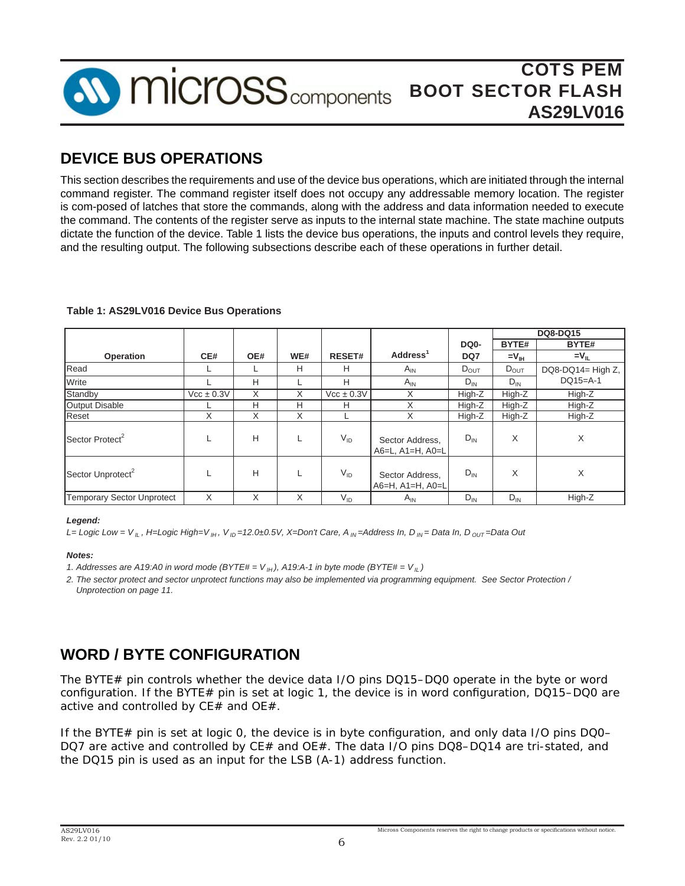## DEVICE BUS OPERATIONS

This section describes the requirements and use of the device bus operations, which are initiated through the internal command register. The command register itself does not occupy any addressable memory location. The register is com-posed of latches that store the commands, along with the address and data information needed to execute the command. The contents of the register serve as inputs to the internal state machine. The state machine outputs dictate the function of the device. Table 1 lists the device bus operations, the inputs and control levels they require, and the resulting output. The following subsections describe each of these operations in further detail.

**Table 1: AS29LV016 Device Bus Operations**

| Operation | CE# | OE# | WE# | RESET# | Address[1] | DQ0-DQ7 | DQ8-DQ15 BYTE# $=V_{IH}$ | DQ8-DQ15 BYTE# $=V_{IL}$ |
|---|---|---|---|---|---|---|---|---|
| Read | L | L | H | H | $A_{IN}$ | $D_{OUT}$ | $D_{OUT}$ | DQ8-DQ14= High Z, DQ15=A-1 |
| Write | L | H | L | H | $A_{IN}$ | $D_{IN}$ | $D_{IN}$ | DQ8-DQ14= High Z, DQ15=A-1 |
| Standby | Vcc ± 0.3V | X | X | Vcc ± 0.3V | X | High-Z | High-Z | High-Z |
| Output Disable | L | H | H | H | X | High-Z | High-Z | High-Z |
| Reset | X | X | X | L | X | High-Z | High-Z | High-Z |
| Sector Protect[2] | L | H | L | $V_{ID}$ | Sector Address, A6=L, A1=H, A0=L | $D_{IN}$ | X | X |
| Sector Unprotect[2] | L | H | L | $V_{ID}$ | Sector Address, A6=H, A1=H, A0=L | $D_{IN}$ | X | X |
| Temporary Sector Unprotect | X | X | X | $V_{ID}$ | $A_{IN}$ | $D_{IN}$ | $D_{IN}$ | High-Z |

***Legend:***

*L= Logic Low = $V_{IL}$, H=Logic High=$V_{IH}$, $V_{ID}$=12.0±0.5V, X=Don't Care, $A_{IN}$=Address In, $D_{IN}$= Data In, $D_{OUT}$=Data Out*

***Notes:***

1. *Addresses are A19:A0 in word mode (BYTE# = $V_{IH}$), A19:A-1 in byte mode (BYTE# = $V_{IL}$)*
2. *The sector protect and sector unprotect functions may also be implemented via programming equipment. See Sector Protection / Unprotection on page 11.*

## WORD / BYTE CONFIGURATION

The BYTE# pin controls whether the device data I/O pins DQ15–DQ0 operate in the byte or word configuration. If the BYTE# pin is set at logic 1, the device is in word configuration, DQ15–DQ0 are active and controlled by CE# and OE#.

If the BYTE# pin is set at logic 0, the device is in byte configuration, and only data I/O pins DQ0–DQ7 are active and controlled by CE# and OE#. The data I/O pins DQ8–DQ14 are tri-stated, and the DQ15 pin is used as an input for the LSB (A-1) address function.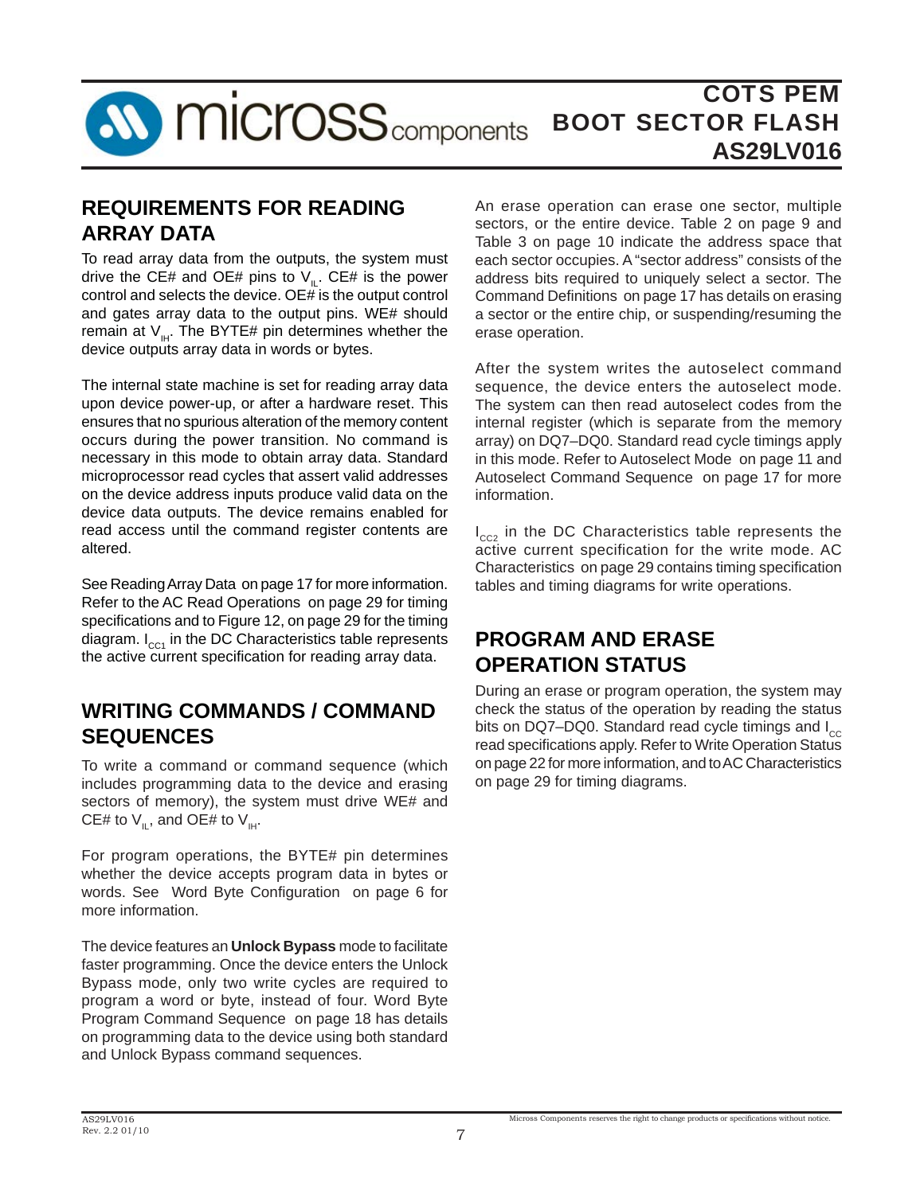## REQUIREMENTS FOR READING ARRAY DATA

To read array data from the outputs, the system must drive the CE# and OE# pins to $V_{IL}$. CE# is the power control and selects the device. OE# is the output control and gates array data to the output pins. WE# should remain at $V_{IH}$. The BYTE# pin determines whether the device outputs array data in words or bytes.

The internal state machine is set for reading array data upon device power-up, or after a hardware reset. This ensures that no spurious alteration of the memory content occurs during the power transition. No command is necessary in this mode to obtain array data. Standard microprocessor read cycles that assert valid addresses on the device address inputs produce valid data on the device data outputs. The device remains enabled for read access until the command register contents are altered.

See Reading Array Data on page 17 for more information. Refer to the AC Read Operations on page 29 for timing specifications and to Figure 12, on page 29 for the timing diagram. $I_{CC1}$ in the DC Characteristics table represents the active current specification for reading array data.

## WRITING COMMANDS / COMMAND SEQUENCES

To write a command or command sequence (which includes programming data to the device and erasing sectors of memory), the system must drive WE# and CE# to $V_{IL}$, and OE# to $V_{IH}$.

For program operations, the BYTE# pin determines whether the device accepts program data in bytes or words. See Word Byte Configuration on page 6 for more information.

The device features an **Unlock Bypass** mode to facilitate faster programming. Once the device enters the Unlock Bypass mode, only two write cycles are required to program a word or byte, instead of four. Word Byte Program Command Sequence on page 18 has details on programming data to the device using both standard and Unlock Bypass command sequences.

An erase operation can erase one sector, multiple sectors, or the entire device. Table 2 on page 9 and Table 3 on page 10 indicate the address space that each sector occupies. A "sector address" consists of the address bits required to uniquely select a sector. The Command Definitions on page 17 has details on erasing a sector or the entire chip, or suspending/resuming the erase operation.

After the system writes the autoselect command sequence, the device enters the autoselect mode. The system can then read autoselect codes from the internal register (which is separate from the memory array) on DQ7–DQ0. Standard read cycle timings apply in this mode. Refer to Autoselect Mode on page 11 and Autoselect Command Sequence on page 17 for more information.

$I_{CC2}$ in the DC Characteristics table represents the active current specification for the write mode. AC Characteristics on page 29 contains timing specification tables and timing diagrams for write operations.

## PROGRAM AND ERASE OPERATION STATUS

During an erase or program operation, the system may check the status of the operation by reading the status bits on DQ7–DQ0. Standard read cycle timings and $I_{CC}$ read specifications apply. Refer to Write Operation Status on page 22 for more information, and to AC Characteristics on page 29 for timing diagrams.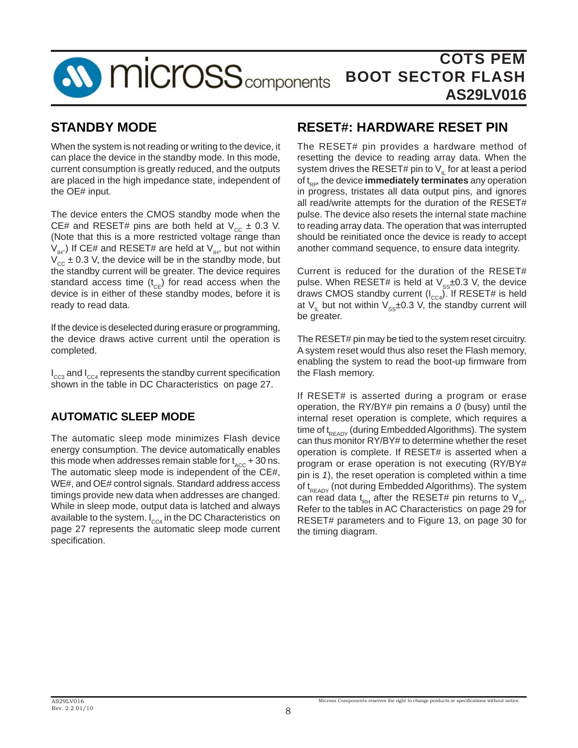## STANDBY MODE

When the system is not reading or writing to the device, it can place the device in the standby mode. In this mode, current consumption is greatly reduced, and the outputs are placed in the high impedance state, independent of the OE# input.

The device enters the CMOS standby mode when the CE# and RESET# pins are both held at $V_{CC} \pm 0.3$ V. (Note that this is a more restricted voltage range than $V_{IH}$.) If CE# and RESET# are held at $V_{IH}$, but not within $V_{CC} \pm 0.3$ V, the device will be in the standby mode, but the standby current will be greater. The device requires standard access time ($t_{CE}$) for read access when the device is in either of these standby modes, before it is ready to read data.

If the device is deselected during erasure or programming, the device draws active current until the operation is completed.

$I_{CC3}$ and $I_{CC4}$ represents the standby current specification shown in the table in DC Characteristics on page 27.

### AUTOMATIC SLEEP MODE

The automatic sleep mode minimizes Flash device energy consumption. The device automatically enables this mode when addresses remain stable for $t_{ACC}$ + 30 ns. The automatic sleep mode is independent of the CE#, WE#, and OE# control signals. Standard address access timings provide new data when addresses are changed. While in sleep mode, output data is latched and always available to the system. $I_{CC4}$ in the DC Characteristics on page 27 represents the automatic sleep mode current specification.

## RESET#: HARDWARE RESET PIN

The RESET# pin provides a hardware method of resetting the device to reading array data. When the system drives the RESET# pin to $V_{IL}$ for at least a period of $t_{RP}$, the device **immediately terminates** any operation in progress, tristates all data output pins, and ignores all read/write attempts for the duration of the RESET# pulse. The device also resets the internal state machine to reading array data. The operation that was interrupted should be reinitiated once the device is ready to accept another command sequence, to ensure data integrity.

Current is reduced for the duration of the RESET# pulse. When RESET# is held at $V_{SS}$±0.3 V, the device draws CMOS standby current ($I_{CC4}$). If RESET# is held at $V_{IL}$ but not within $V_{SS}$±0.3 V, the standby current will be greater.

The RESET# pin may be tied to the system reset circuitry. A system reset would thus also reset the Flash memory, enabling the system to read the boot-up firmware from the Flash memory.

If RESET# is asserted during a program or erase operation, the RY/BY# pin remains a *0* (busy) until the internal reset operation is complete, which requires a time of $t_{READY}$ (during Embedded Algorithms). The system can thus monitor RY/BY# to determine whether the reset operation is complete. If RESET# is asserted when a program or erase operation is not executing (RY/BY# pin is *1*), the reset operation is completed within a time of $t_{READY}$ (not during Embedded Algorithms). The system can read data $t_{RH}$ after the RESET# pin returns to $V_{IH}$. Refer to the tables in AC Characteristics on page 29 for RESET# parameters and to Figure 13, on page 30 for the timing diagram.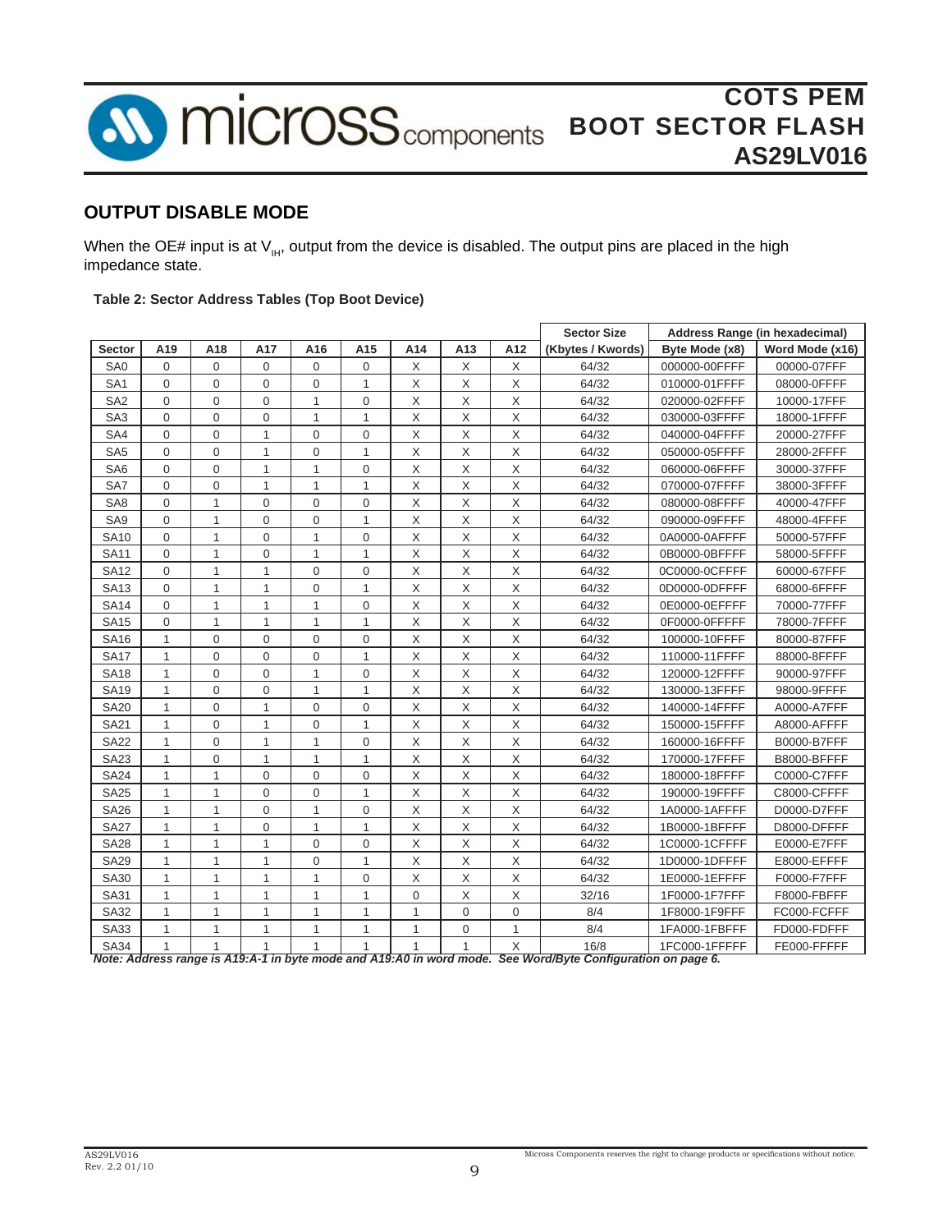## OUTPUT DISABLE MODE

When the OE# input is at $V_{IH}$, output from the device is disabled. The output pins are placed in the high impedance state.

**Table 2: Sector Address Tables (Top Boot Device)**

| Sector | A19 | A18 | A17 | A16 | A15 | A14 | A13 | A12 | Sector Size (Kbytes / Kwords) | Address Range (in hexadecimal) Byte Mode (x8) | Word Mode (x16) |
|---|---|---|---|---|---|---|---|---|---|---|---|
| SA0 | 0 | 0 | 0 | 0 | 0 | X | X | X | 64/32 | 000000-00FFFF | 00000-07FFF |
| SA1 | 0 | 0 | 0 | 0 | 1 | X | X | X | 64/32 | 010000-01FFFF | 08000-0FFFF |
| SA2 | 0 | 0 | 0 | 1 | 0 | X | X | X | 64/32 | 020000-02FFFF | 10000-17FFF |
| SA3 | 0 | 0 | 0 | 1 | 1 | X | X | X | 64/32 | 030000-03FFFF | 18000-1FFFF |
| SA4 | 0 | 0 | 1 | 0 | 0 | X | X | X | 64/32 | 040000-04FFFF | 20000-27FFF |
| SA5 | 0 | 0 | 1 | 0 | 1 | X | X | X | 64/32 | 050000-05FFFF | 28000-2FFFF |
| SA6 | 0 | 0 | 1 | 1 | 0 | X | X | X | 64/32 | 060000-06FFFF | 30000-37FFF |
| SA7 | 0 | 0 | 1 | 1 | 1 | X | X | X | 64/32 | 070000-07FFFF | 38000-3FFFF |
| SA8 | 0 | 1 | 0 | 0 | 0 | X | X | X | 64/32 | 080000-08FFFF | 40000-47FFF |
| SA9 | 0 | 1 | 0 | 0 | 1 | X | X | X | 64/32 | 090000-09FFFF | 48000-4FFFF |
| SA10 | 0 | 1 | 0 | 1 | 0 | X | X | X | 64/32 | 0A0000-0AFFFF | 50000-57FFF |
| SA11 | 0 | 1 | 0 | 1 | 1 | X | X | X | 64/32 | 0B0000-0BFFFF | 58000-5FFFF |
| SA12 | 0 | 1 | 1 | 0 | 0 | X | X | X | 64/32 | 0C0000-0CFFFF | 60000-67FFF |
| SA13 | 0 | 1 | 1 | 0 | 1 | X | X | X | 64/32 | 0D0000-0DFFFF | 68000-6FFFF |
| SA14 | 0 | 1 | 1 | 1 | 0 | X | X | X | 64/32 | 0E0000-0EFFFF | 70000-77FFF |
| SA15 | 0 | 1 | 1 | 1 | 1 | X | X | X | 64/32 | 0F0000-0FFFFF | 78000-7FFFF |
| SA16 | 1 | 0 | 0 | 0 | 0 | X | X | X | 64/32 | 100000-10FFFF | 80000-87FFF |
| SA17 | 1 | 0 | 0 | 0 | 1 | X | X | X | 64/32 | 110000-11FFFF | 88000-8FFFF |
| SA18 | 1 | 0 | 0 | 1 | 0 | X | X | X | 64/32 | 120000-12FFFF | 90000-97FFF |
| SA19 | 1 | 0 | 0 | 1 | 1 | X | X | X | 64/32 | 130000-13FFFF | 98000-9FFFF |
| SA20 | 1 | 0 | 1 | 0 | 0 | X | X | X | 64/32 | 140000-14FFFF | A0000-A7FFF |
| SA21 | 1 | 0 | 1 | 0 | 1 | X | X | X | 64/32 | 150000-15FFFF | A8000-AFFFF |
| SA22 | 1 | 0 | 1 | 1 | 0 | X | X | X | 64/32 | 160000-16FFFF | B0000-B7FFF |
| SA23 | 1 | 0 | 1 | 1 | 1 | X | X | X | 64/32 | 170000-17FFFF | B8000-BFFFF |
| SA24 | 1 | 1 | 0 | 0 | 0 | X | X | X | 64/32 | 180000-18FFFF | C0000-C7FFF |
| SA25 | 1 | 1 | 0 | 0 | 1 | X | X | X | 64/32 | 190000-19FFFF | C8000-CFFFF |
| SA26 | 1 | 1 | 0 | 1 | 0 | X | X | X | 64/32 | 1A0000-1AFFFF | D0000-D7FFF |
| SA27 | 1 | 1 | 0 | 1 | 1 | X | X | X | 64/32 | 1B0000-1BFFFF | D8000-DFFFF |
| SA28 | 1 | 1 | 1 | 0 | 0 | X | X | X | 64/32 | 1C0000-1CFFFF | E0000-E7FFF |
| SA29 | 1 | 1 | 1 | 0 | 1 | X | X | X | 64/32 | 1D0000-1DFFFF | E8000-EFFFF |
| SA30 | 1 | 1 | 1 | 1 | 0 | X | X | X | 64/32 | 1E0000-1EFFFF | F0000-F7FFF |
| SA31 | 1 | 1 | 1 | 1 | 1 | 0 | X | X | 32/16 | 1F0000-1F7FFF | F8000-FBFFF |
| SA32 | 1 | 1 | 1 | 1 | 1 | 1 | 0 | 0 | 8/4 | 1F8000-1F9FFF | FC000-FCFFF |
| SA33 | 1 | 1 | 1 | 1 | 1 | 1 | 0 | 1 | 8/4 | 1FA000-1FBFFF | FD000-FDFFF |
| SA34 | 1 | 1 | 1 | 1 | 1 | 1 | 1 | X | 16/8 | 1FC000-1FFFFF | FE000-FFFFF |

***Note: Address range is A19:A-1 in byte mode and A19:A0 in word mode. See Word/Byte Configuration on page 6.***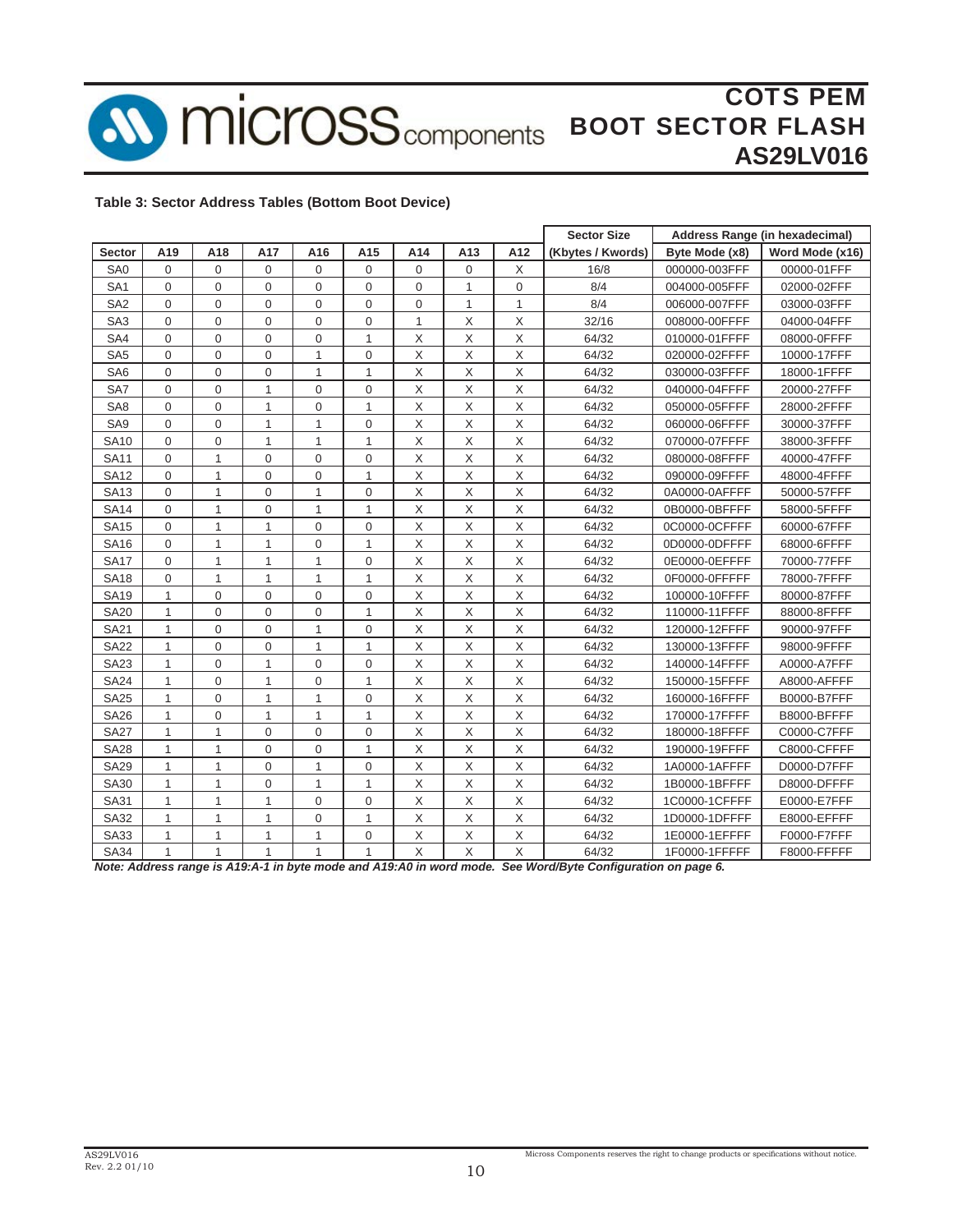**Table 3: Sector Address Tables (Bottom Boot Device)**

| | | | | | | | | | Sector Size | Address Range (in hexadecimal) | |
|---|---|---|---|---|---|---|---|---|---|---|---|
| **Sector** | **A19** | **A18** | **A17** | **A16** | **A15** | **A14** | **A13** | **A12** | **(Kbytes / Kwords)** | **Byte Mode (x8)** | **Word Mode (x16)** |
| SA0 | 0 | 0 | 0 | 0 | 0 | 0 | 0 | X | 16/8 | 000000-003FFF | 00000-01FFF |
| SA1 | 0 | 0 | 0 | 0 | 0 | 0 | 1 | 0 | 8/4 | 004000-005FFF | 02000-02FFF |
| SA2 | 0 | 0 | 0 | 0 | 0 | 0 | 1 | 1 | 8/4 | 006000-007FFF | 03000-03FFF |
| SA3 | 0 | 0 | 0 | 0 | 0 | 1 | X | X | 32/16 | 008000-00FFFF | 04000-04FFF |
| SA4 | 0 | 0 | 0 | 0 | 1 | X | X | X | 64/32 | 010000-01FFFF | 08000-0FFFF |
| SA5 | 0 | 0 | 0 | 1 | 0 | X | X | X | 64/32 | 020000-02FFFF | 10000-17FFF |
| SA6 | 0 | 0 | 0 | 1 | 1 | X | X | X | 64/32 | 030000-03FFFF | 18000-1FFFF |
| SA7 | 0 | 0 | 1 | 0 | 0 | X | X | X | 64/32 | 040000-04FFFF | 20000-27FFF |
| SA8 | 0 | 0 | 1 | 0 | 1 | X | X | X | 64/32 | 050000-05FFFF | 28000-2FFFF |
| SA9 | 0 | 0 | 1 | 1 | 0 | X | X | X | 64/32 | 060000-06FFFF | 30000-37FFF |
| SA10 | 0 | 0 | 1 | 1 | 1 | X | X | X | 64/32 | 070000-07FFFF | 38000-3FFFF |
| SA11 | 0 | 1 | 0 | 0 | 0 | X | X | X | 64/32 | 080000-08FFFF | 40000-47FFF |
| SA12 | 0 | 1 | 0 | 0 | 1 | X | X | X | 64/32 | 090000-09FFFF | 48000-4FFFF |
| SA13 | 0 | 1 | 0 | 1 | 0 | X | X | X | 64/32 | 0A0000-0AFFFF | 50000-57FFF |
| SA14 | 0 | 1 | 0 | 1 | 1 | X | X | X | 64/32 | 0B0000-0BFFFF | 58000-5FFFF |
| SA15 | 0 | 1 | 1 | 0 | 0 | X | X | X | 64/32 | 0C0000-0CFFFF | 60000-67FFF |
| SA16 | 0 | 1 | 1 | 0 | 1 | X | X | X | 64/32 | 0D0000-0DFFFF | 68000-6FFFF |
| SA17 | 0 | 1 | 1 | 1 | 0 | X | X | X | 64/32 | 0E0000-0EFFFF | 70000-77FFF |
| SA18 | 0 | 1 | 1 | 1 | 1 | X | X | X | 64/32 | 0F0000-0FFFFF | 78000-7FFFF |
| SA19 | 1 | 0 | 0 | 0 | 0 | X | X | X | 64/32 | 100000-10FFFF | 80000-87FFF |
| SA20 | 1 | 0 | 0 | 0 | 1 | X | X | X | 64/32 | 110000-11FFFF | 88000-8FFFF |
| SA21 | 1 | 0 | 0 | 1 | 0 | X | X | X | 64/32 | 120000-12FFFF | 90000-97FFF |
| SA22 | 1 | 0 | 0 | 1 | 1 | X | X | X | 64/32 | 130000-13FFFF | 98000-9FFFF |
| SA23 | 1 | 0 | 1 | 0 | 0 | X | X | X | 64/32 | 140000-14FFFF | A0000-A7FFF |
| SA24 | 1 | 0 | 1 | 0 | 1 | X | X | X | 64/32 | 150000-15FFFF | A8000-AFFFF |
| SA25 | 1 | 0 | 1 | 1 | 0 | X | X | X | 64/32 | 160000-16FFFF | B0000-B7FFF |
| SA26 | 1 | 0 | 1 | 1 | 1 | X | X | X | 64/32 | 170000-17FFFF | B8000-BFFFF |
| SA27 | 1 | 1 | 0 | 0 | 0 | X | X | X | 64/32 | 180000-18FFFF | C0000-C7FFF |
| SA28 | 1 | 1 | 0 | 0 | 1 | X | X | X | 64/32 | 190000-19FFFF | C8000-CFFFF |
| SA29 | 1 | 1 | 0 | 1 | 0 | X | X | X | 64/32 | 1A0000-1AFFFF | D0000-D7FFF |
| SA30 | 1 | 1 | 0 | 1 | 1 | X | X | X | 64/32 | 1B0000-1BFFFF | D8000-DFFFF |
| SA31 | 1 | 1 | 1 | 0 | 0 | X | X | X | 64/32 | 1C0000-1CFFFF | E0000-E7FFF |
| SA32 | 1 | 1 | 1 | 0 | 1 | X | X | X | 64/32 | 1D0000-1DFFFF | E8000-EFFFF |
| SA33 | 1 | 1 | 1 | 1 | 0 | X | X | X | 64/32 | 1E0000-1EFFFF | F0000-F7FFF |
| SA34 | 1 | 1 | 1 | 1 | 1 | X | X | X | 64/32 | 1F0000-1FFFFF | F8000-FFFFF |

***Note: Address range is A19:A-1 in byte mode and A19:A0 in word mode. See Word/Byte Configuration on page 6.***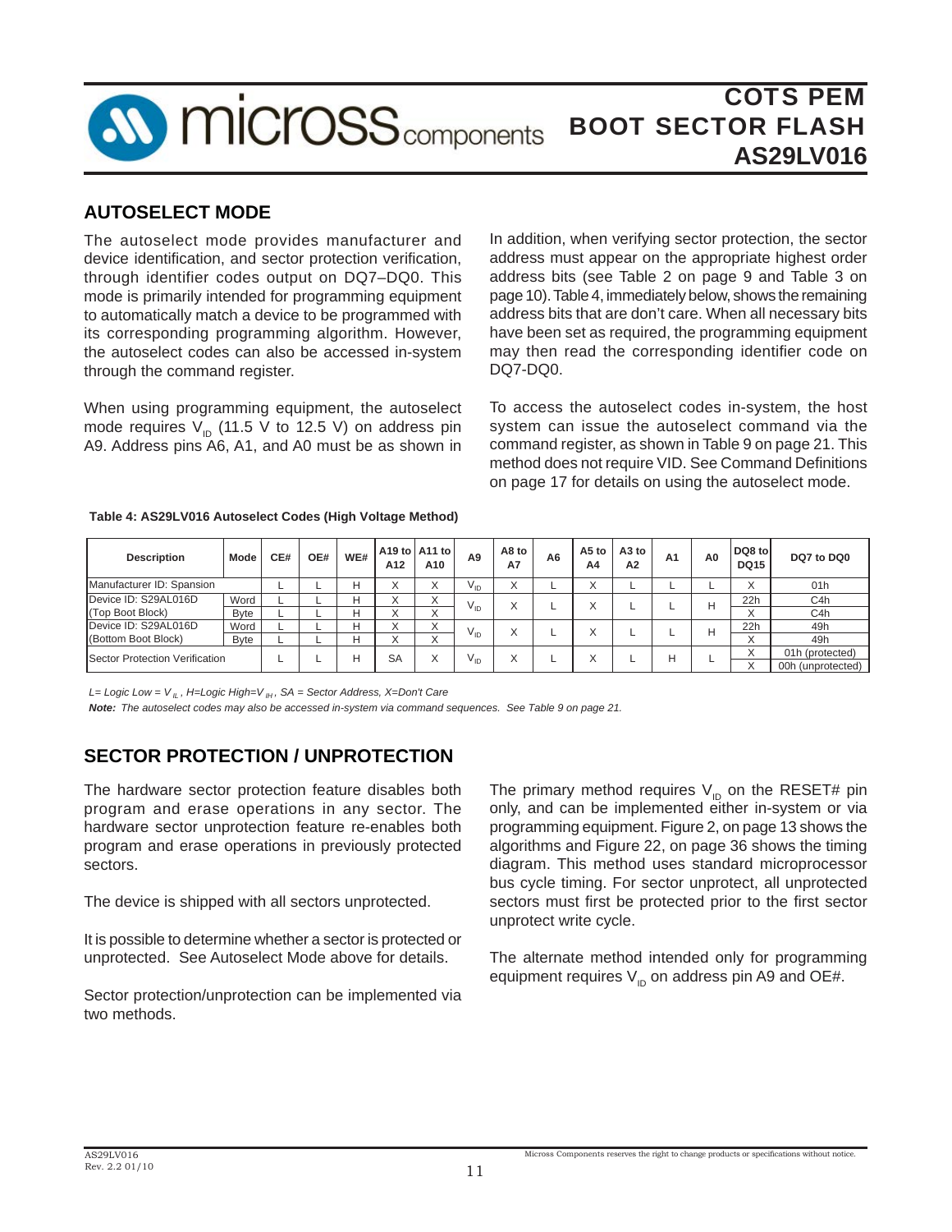## AUTOSELECT MODE

The autoselect mode provides manufacturer and device identification, and sector protection verification, through identifier codes output on DQ7–DQ0. This mode is primarily intended for programming equipment to automatically match a device to be programmed with its corresponding programming algorithm. However, the autoselect codes can also be accessed in-system through the command register.

When using programming equipment, the autoselect mode requires $V_{ID}$ (11.5 V to 12.5 V) on address pin A9. Address pins A6, A1, and A0 must be as shown in Table 4. In addition, when verifying sector protection, the sector address must appear on the appropriate highest order address bits (see Table 2 on page 9 and Table 3 on page 10). Table 4, immediately below, shows the remaining address bits that are don't care. When all necessary bits have been set as required, the programming equipment may then read the corresponding identifier code on DQ7-DQ0.

To access the autoselect codes in-system, the host system can issue the autoselect command via the command register, as shown in Table 9 on page 21. This method does not require VID. See Command Definitions on page 17 for details on using the autoselect mode.

**Table 4: AS29LV016 Autoselect Codes (High Voltage Method)**

| Description | Mode | CE# | OE# | WE# | A19 to A12 | A11 to A10 | A9 | A8 to A7 | A6 | A5 to A4 | A3 to A2 | A1 | A0 | DQ8 to DQ15 | DQ7 to DQ0 |
|---|---|---|---|---|---|---|---|---|---|---|---|---|---|---|---|
| Manufacturer ID: Spansion | | L | L | H | X | X | $V_{ID}$ | X | L | X | L | L | L | X | 01h |
| Device ID: S29AL016D (Top Boot Block) | Word | L | L | H | X | X | $V_{ID}$ | X | L | X | L | L | H | 22h | C4h |
| | Byte | L | L | H | X | X | | | | | | | | X | C4h |
| Device ID: S29AL016D (Bottom Boot Block) | Word | L | L | H | X | X | $V_{ID}$ | X | L | X | L | L | H | 22h | 49h |
| | Byte | L | L | H | X | X | | | | | | | | X | 49h |
| Sector Protection Verification | | L | L | H | SA | X | $V_{ID}$ | X | L | X | L | H | L | X | 01h (protected) |
| | | | | | | | | | | | | | | X | 00h (unprotected) |

*L= Logic Low = $V_{IL}$, H=Logic High=$V_{IH}$, SA = Sector Address, X=Don't Care*

***Note:*** *The autoselect codes may also be accessed in-system via command sequences. See Table 9 on page 21.*

## SECTOR PROTECTION / UNPROTECTION

The hardware sector protection feature disables both program and erase operations in any sector. The hardware sector unprotection feature re-enables both program and erase operations in previously protected sectors.

The device is shipped with all sectors unprotected.

It is possible to determine whether a sector is protected or unprotected. See Autoselect Mode above for details.

Sector protection/unprotection can be implemented via two methods.

The primary method requires $V_{ID}$ on the RESET# pin only, and can be implemented either in-system or via programming equipment. Figure 2, on page 13 shows the algorithms and Figure 22, on page 36 shows the timing diagram. This method uses standard microprocessor bus cycle timing. For sector unprotect, all unprotected sectors must first be protected prior to the first sector unprotect write cycle.

The alternate method intended only for programming equipment requires $V_{ID}$ on address pin A9 and OE#.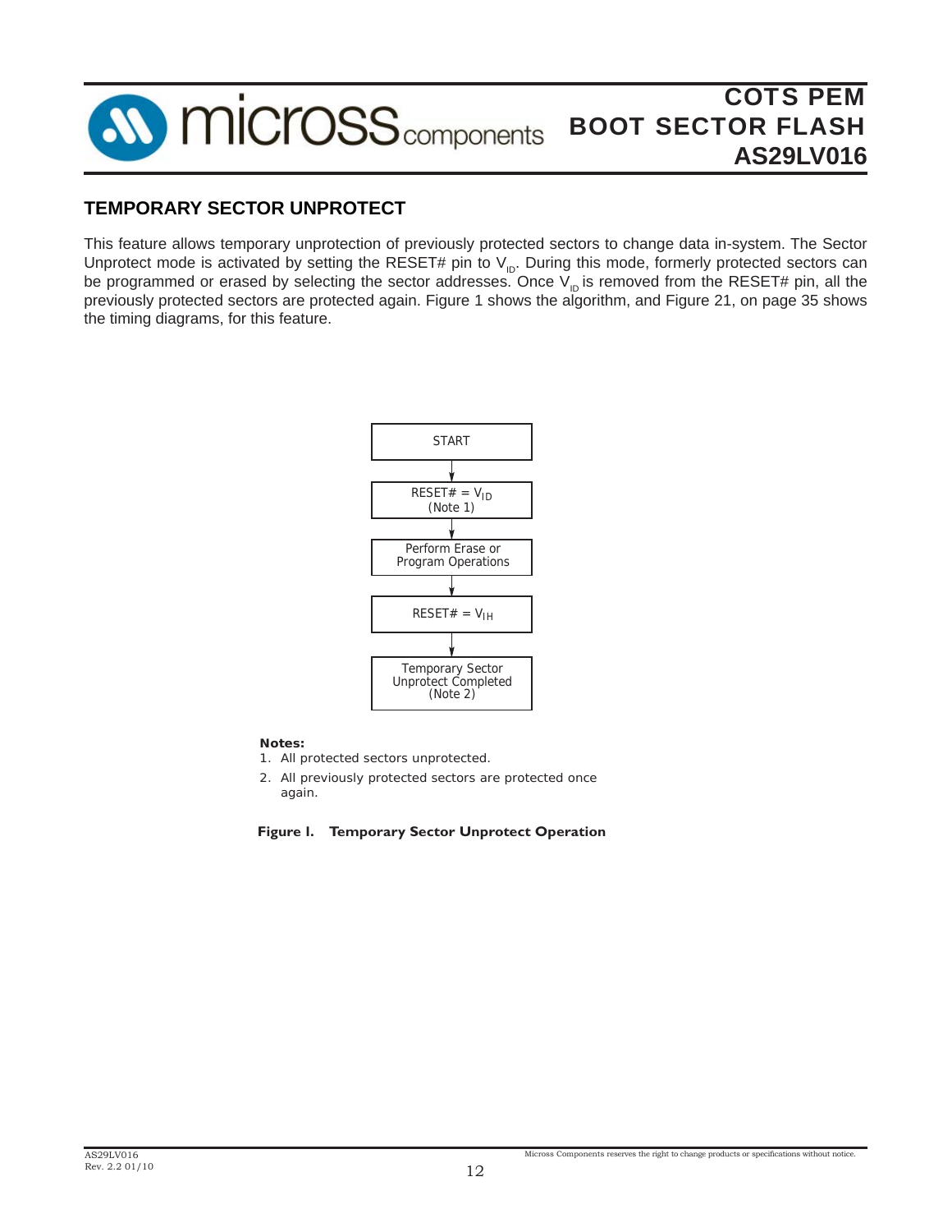## TEMPORARY SECTOR UNPROTECT

This feature allows temporary unprotection of previously protected sectors to change data in-system. The Sector Unprotect mode is activated by setting the RESET# pin to $V_{ID}$. During this mode, formerly protected sectors can be programmed or erased by selecting the sector addresses. Once $V_{ID}$ is removed from the RESET# pin, all the previously protected sectors are protected again. Figure 1 shows the algorithm, and Figure 21, on page 35 shows the timing diagrams, for this feature.

START

RESET# = $V_{ID}$ (Note 1)

Perform Erase or Program Operations

RESET# = $V_{IH}$

Temporary Sector Unprotect Completed (Note 2)

**Notes:**

1. All protected sectors unprotected.
2. All previously protected sectors are protected once again.

**Figure I. Temporary Sector Unprotect Operation**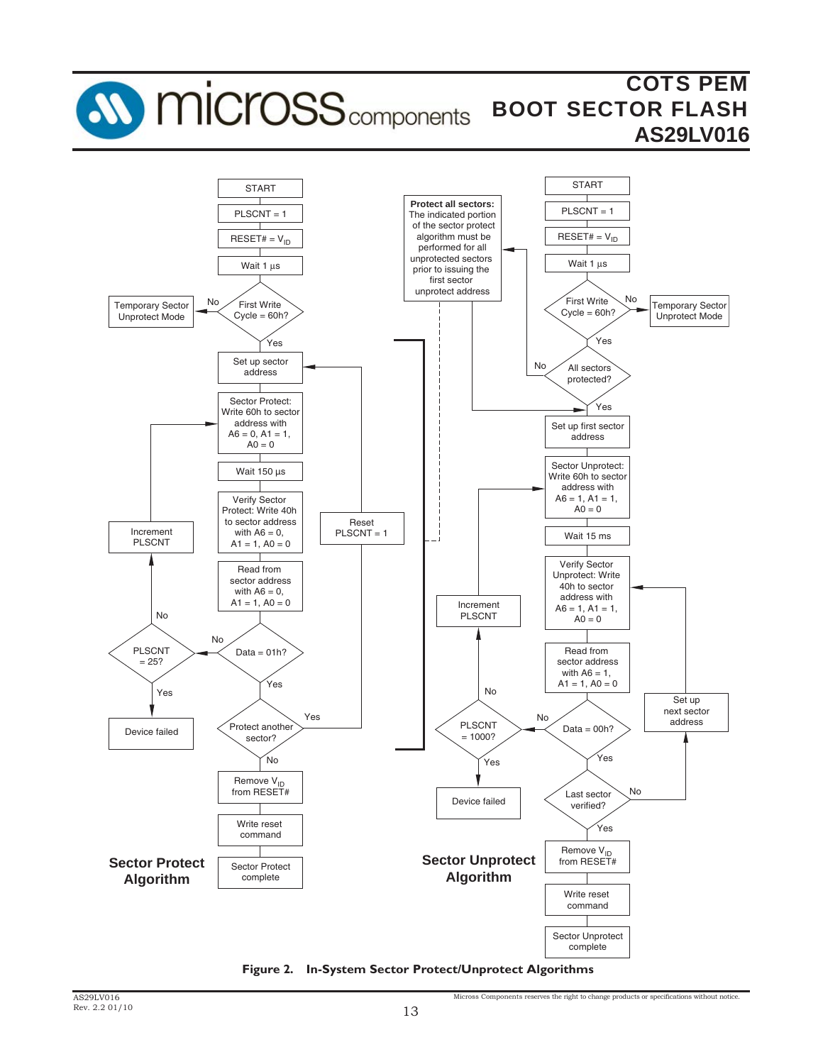**Sector Protect Algorithm**

START

PLSCNT = 1

RESET# = $V_{ID}$

Wait 1 µs

First Write Cycle = 60h? — No → Temporary Sector Unprotect Mode

Yes

Set up sector address

Sector Protect: Write 60h to sector address with A6 = 0, A1 = 1, A0 = 0

Wait 150 µs

Verify Sector Protect: Write 40h to sector address with A6 = 0, A1 = 1, A0 = 0

Read from sector address with A6 = 0, A1 = 1, A0 = 0

Data = 01h? — No → PLSCNT = 25? — No → Increment PLSCNT; Yes → Device failed

Yes

Protect another sector? — Yes → Reset PLSCNT = 1

No

Remove $V_{ID}$ from RESET#

Write reset command

Sector Protect complete

**Sector Unprotect Algorithm**

START

PLSCNT = 1

RESET# = $V_{ID}$

Wait 1 µs

First Write Cycle = 60h? — No → Temporary Sector Unprotect Mode

Yes

All sectors protected? — No → **Protect all sectors:** The indicated portion of the sector protect algorithm must be performed for all unprotected sectors prior to issuing the first sector unprotect address

Yes

Set up first sector address

Sector Unprotect: Write 60h to sector address with A6 = 1, A1 = 1, A0 = 0

Wait 15 ms

Verify Sector Unprotect: Write 40h to sector address with A6 = 1, A1 = 1, A0 = 0

Read from sector address with A6 = 1, A1 = 1, A0 = 0

Data = 00h? — No → PLSCNT = 1000? — No → Increment PLSCNT; Yes → Device failed

Yes

Last sector verified? — No → Set up next sector address

Yes

Remove $V_{ID}$ from RESET#

Write reset command

Sector Unprotect complete

**Figure 2. In-System Sector Protect/Unprotect Algorithms**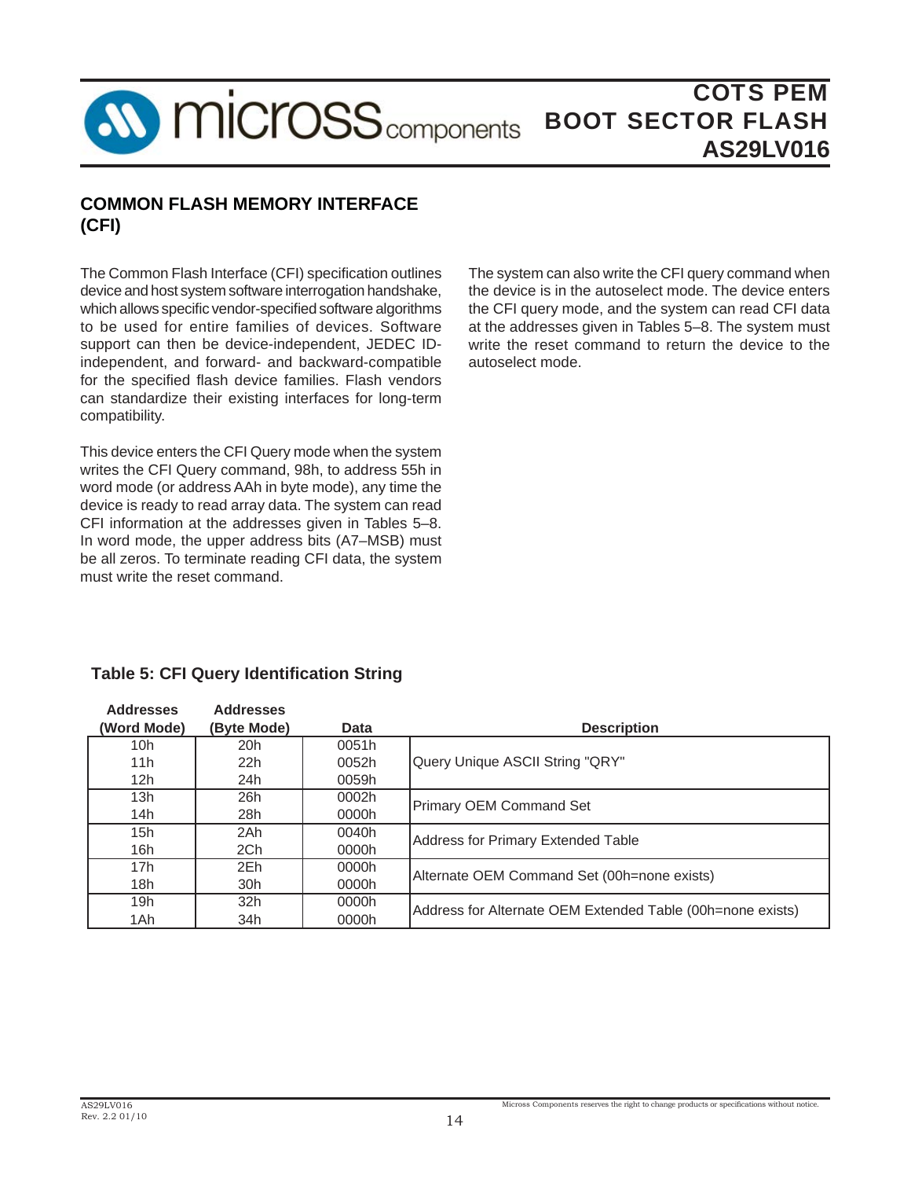## COMMON FLASH MEMORY INTERFACE (CFI)

The Common Flash Interface (CFI) specification outlines device and host system software interrogation handshake, which allows specific vendor-specified software algorithms to be used for entire families of devices. Software support can then be device-independent, JEDEC ID-independent, and forward- and backward-compatible for the specified flash device families. Flash vendors can standardize their existing interfaces for long-term compatibility.

This device enters the CFI Query mode when the system writes the CFI Query command, 98h, to address 55h in word mode (or address AAh in byte mode), any time the device is ready to read array data. The system can read CFI information at the addresses given in Tables 5–8. In word mode, the upper address bits (A7–MSB) must be all zeros. To terminate reading CFI data, the system must write the reset command.

The system can also write the CFI query command when the device is in the autoselect mode. The device enters the CFI query mode, and the system can read CFI data at the addresses given in Tables 5–8. The system must write the reset command to return the device to the autoselect mode.

### Table 5: CFI Query Identification String

| Addresses (Word Mode) | Addresses (Byte Mode) | Data | Description |
|---|---|---|---|
| 10h<br>11h<br>12h | 20h<br>22h<br>24h | 0051h<br>0052h<br>0059h | Query Unique ASCII String "QRY" |
| 13h<br>14h | 26h<br>28h | 0002h<br>0000h | Primary OEM Command Set |
| 15h<br>16h | 2Ah<br>2Ch | 0040h<br>0000h | Address for Primary Extended Table |
| 17h<br>18h | 2Eh<br>30h | 0000h<br>0000h | Alternate OEM Command Set (00h=none exists) |
| 19h<br>1Ah | 32h<br>34h | 0000h<br>0000h | Address for Alternate OEM Extended Table (00h=none exists) |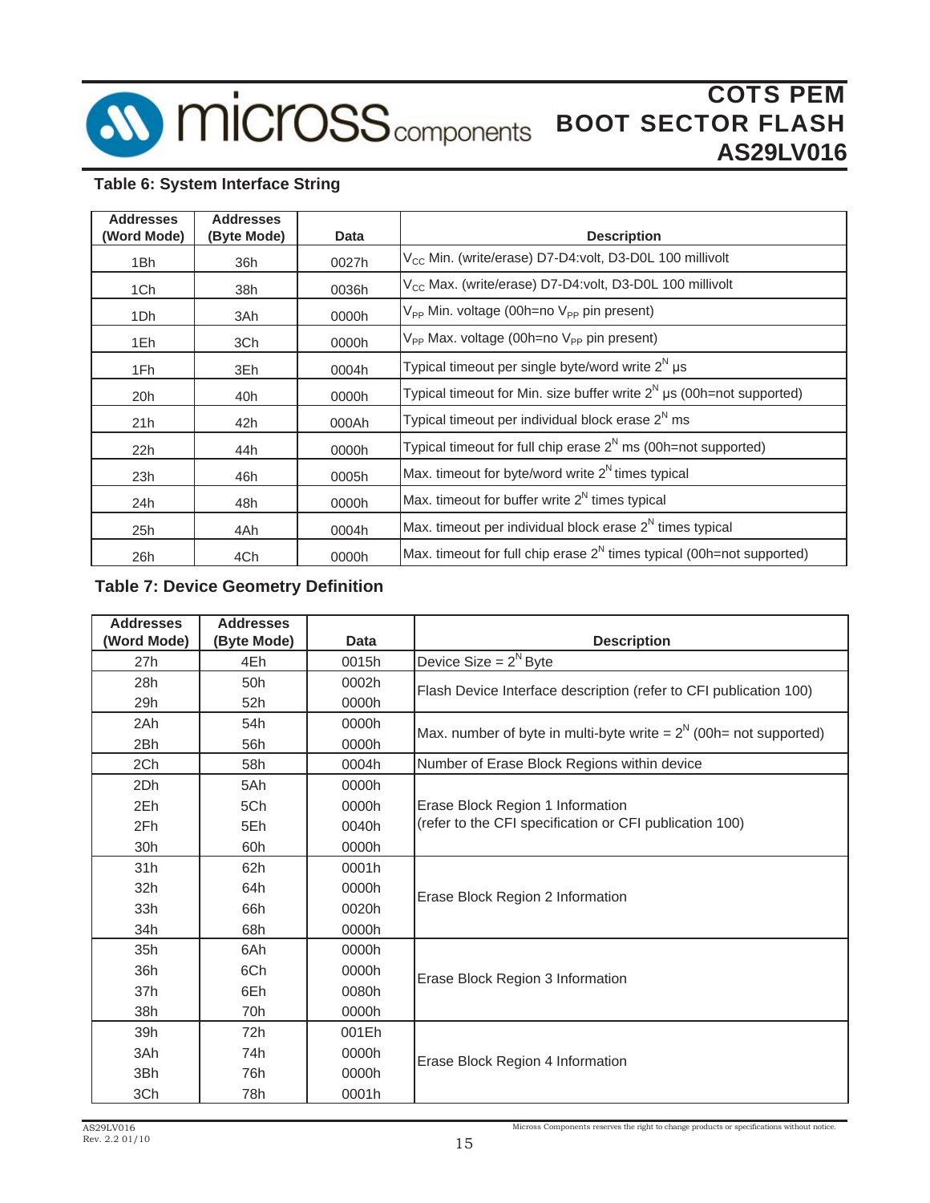## Table 6: System Interface String

| Addresses (Word Mode) | Addresses (Byte Mode) | Data | Description |
|---|---|---|---|
| 1Bh | 36h | 0027h | $V_{CC}$ Min. (write/erase) D7-D4:volt, D3-D0L 100 millivolt |
| 1Ch | 38h | 0036h | $V_{CC}$ Max. (write/erase) D7-D4:volt, D3-D0L 100 millivolt |
| 1Dh | 3Ah | 0000h | $V_{PP}$ Min. voltage (00h=no $V_{PP}$ pin present) |
| 1Eh | 3Ch | 0000h | $V_{PP}$ Max. voltage (00h=no $V_{PP}$ pin present) |
| 1Fh | 3Eh | 0004h | Typical timeout per single byte/word write $2^N$ µs |
| 20h | 40h | 0000h | Typical timeout for Min. size buffer write $2^N$ µs (00h=not supported) |
| 21h | 42h | 000Ah | Typical timeout per individual block erase $2^N$ ms |
| 22h | 44h | 0000h | Typical timeout for full chip erase $2^N$ ms (00h=not supported) |
| 23h | 46h | 0005h | Max. timeout for byte/word write $2^N$ times typical |
| 24h | 48h | 0000h | Max. timeout for buffer write $2^N$ times typical |
| 25h | 4Ah | 0004h | Max. timeout per individual block erase $2^N$ times typical |
| 26h | 4Ch | 0000h | Max. timeout for full chip erase $2^N$ times typical (00h=not supported) |

## Table 7: Device Geometry Definition

| Addresses (Word Mode) | Addresses (Byte Mode) | Data | Description |
|---|---|---|---|
| 27h | 4Eh | 0015h | Device Size = $2^N$ Byte |
| 28h | 50h | 0002h | Flash Device Interface description (refer to CFI publication 100) |
| 29h | 52h | 0000h | |
| 2Ah | 54h | 0000h | Max. number of byte in multi-byte write = $2^N$ (00h= not supported) |
| 2Bh | 56h | 0000h | |
| 2Ch | 58h | 0004h | Number of Erase Block Regions within device |
| 2Dh | 5Ah | 0000h | Erase Block Region 1 Information (refer to the CFI specification or CFI publication 100) |
| 2Eh | 5Ch | 0000h | |
| 2Fh | 5Eh | 0040h | |
| 30h | 60h | 0000h | |
| 31h | 62h | 0001h | Erase Block Region 2 Information |
| 32h | 64h | 0000h | |
| 33h | 66h | 0020h | |
| 34h | 68h | 0000h | |
| 35h | 6Ah | 0000h | Erase Block Region 3 Information |
| 36h | 6Ch | 0000h | |
| 37h | 6Eh | 0080h | |
| 38h | 70h | 0000h | |
| 39h | 72h | 001Eh | Erase Block Region 4 Information |
| 3Ah | 74h | 0000h | |
| 3Bh | 76h | 0000h | |
| 3Ch | 78h | 0001h | |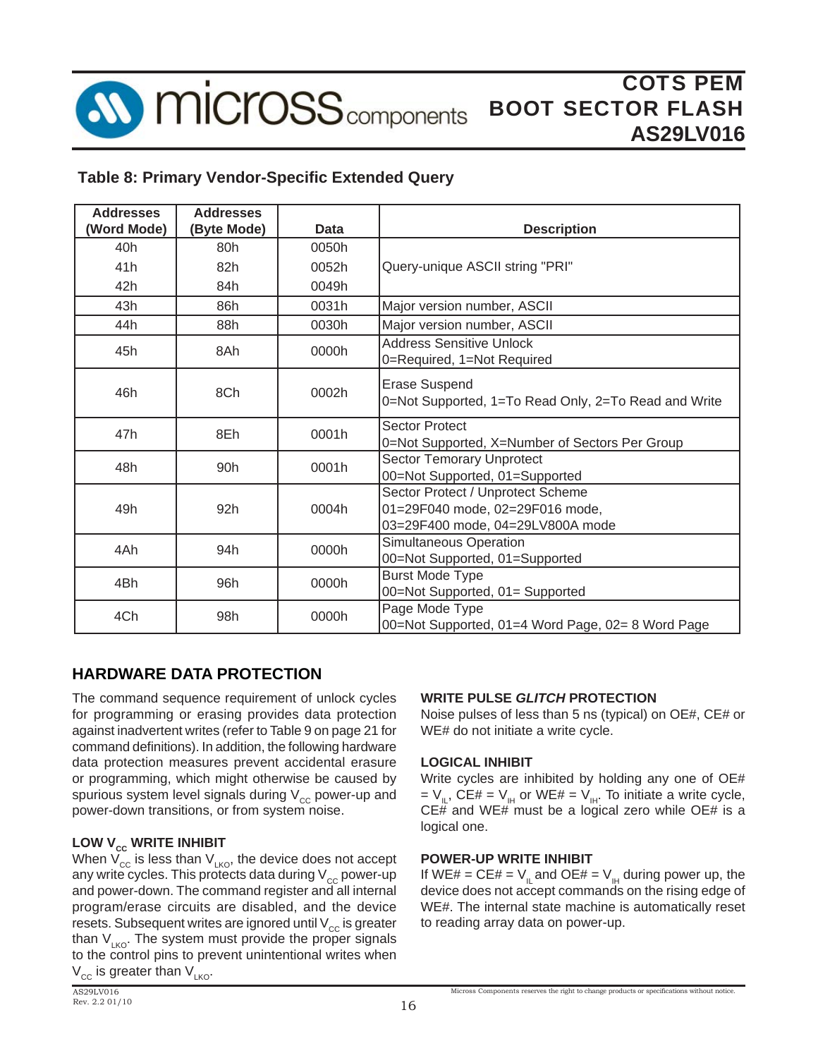## Table 8: Primary Vendor-Specific Extended Query

| Addresses (Word Mode) | Addresses (Byte Mode) | Data | Description |
|---|---|---|---|
| 40h | 80h | 0050h | Query-unique ASCII string "PRI" |
| 41h | 82h | 0052h | |
| 42h | 84h | 0049h | |
| 43h | 86h | 0031h | Major version number, ASCII |
| 44h | 88h | 0030h | Major version number, ASCII |
| 45h | 8Ah | 0000h | Address Sensitive Unlock<br>0=Required, 1=Not Required |
| 46h | 8Ch | 0002h | Erase Suspend<br>0=Not Supported, 1=To Read Only, 2=To Read and Write |
| 47h | 8Eh | 0001h | Sector Protect<br>0=Not Supported, X=Number of Sectors Per Group |
| 48h | 90h | 0001h | Sector Temorary Unprotect<br>00=Not Supported, 01=Supported |
| 49h | 92h | 0004h | Sector Protect / Unprotect Scheme<br>01=29F040 mode, 02=29F016 mode,<br>03=29F400 mode, 04=29LV800A mode |
| 4Ah | 94h | 0000h | Simultaneous Operation<br>00=Not Supported, 01=Supported |
| 4Bh | 96h | 0000h | Burst Mode Type<br>00=Not Supported, 01= Supported |
| 4Ch | 98h | 0000h | Page Mode Type<br>00=Not Supported, 01=4 Word Page, 02= 8 Word Page |

## HARDWARE DATA PROTECTION

The command sequence requirement of unlock cycles for programming or erasing provides data protection against inadvertent writes (refer to Table 9 on page 21 for command definitions). In addition, the following hardware data protection measures prevent accidental erasure or programming, which might otherwise be caused by spurious system level signals during $V_{CC}$ power-up and power-down transitions, or from system noise.

### LOW $V_{CC}$ WRITE INHIBIT

When $V_{CC}$ is less than $V_{LKO}$, the device does not accept any write cycles. This protects data during $V_{CC}$ power-up and power-down. The command register and all internal program/erase circuits are disabled, and the device resets. Subsequent writes are ignored until $V_{CC}$ is greater than $V_{LKO}$. The system must provide the proper signals to the control pins to prevent unintentional writes when $V_{CC}$ is greater than $V_{LKO}$.

### WRITE PULSE *GLITCH* PROTECTION

Noise pulses of less than 5 ns (typical) on OE#, CE# or WE# do not initiate a write cycle.

### LOGICAL INHIBIT

Write cycles are inhibited by holding any one of OE# = $V_{IL}$, CE# = $V_{IH}$ or WE# = $V_{IH}$. To initiate a write cycle, CE# and WE# must be a logical zero while OE# is a logical one.

### POWER-UP WRITE INHIBIT

If WE# = CE# = $V_{IL}$ and OE# = $V_{IH}$ during power up, the device does not accept commands on the rising edge of WE#. The internal state machine is automatically reset to reading array data on power-up.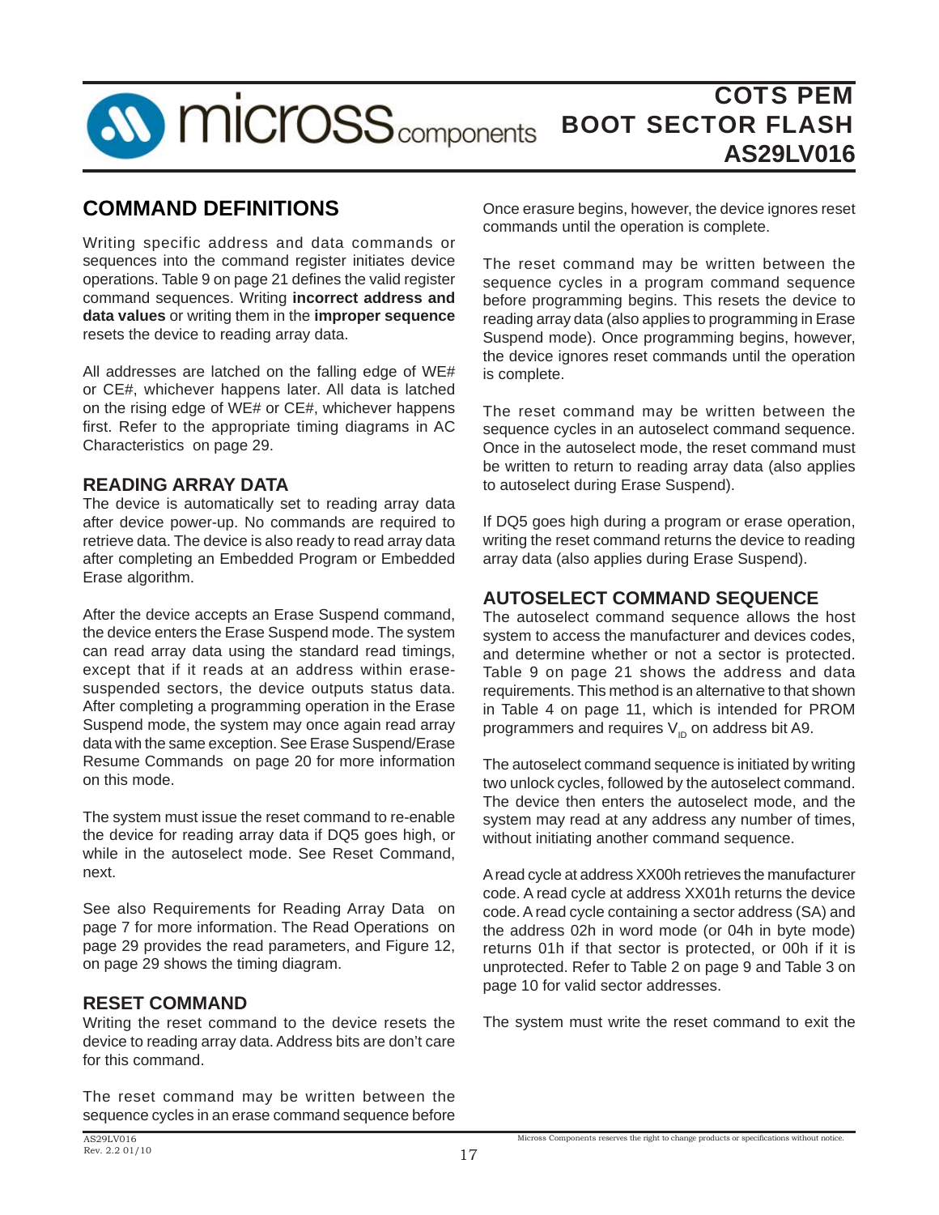## COMMAND DEFINITIONS

Writing specific address and data commands or sequences into the command register initiates device operations. Table 9 on page 21 defines the valid register command sequences. Writing **incorrect address and data values** or writing them in the **improper sequence** resets the device to reading array data.

All addresses are latched on the falling edge of WE# or CE#, whichever happens later. All data is latched on the rising edge of WE# or CE#, whichever happens first. Refer to the appropriate timing diagrams in AC Characteristics on page 29.

### READING ARRAY DATA

The device is automatically set to reading array data after device power-up. No commands are required to retrieve data. The device is also ready to read array data after completing an Embedded Program or Embedded Erase algorithm.

After the device accepts an Erase Suspend command, the device enters the Erase Suspend mode. The system can read array data using the standard read timings, except that if it reads at an address within erase-suspended sectors, the device outputs status data. After completing a programming operation in the Erase Suspend mode, the system may once again read array data with the same exception. See Erase Suspend/Erase Resume Commands on page 20 for more information on this mode.

The system must issue the reset command to re-enable the device for reading array data if DQ5 goes high, or while in the autoselect mode. See Reset Command, next.

See also Requirements for Reading Array Data on page 7 for more information. The Read Operations on page 29 provides the read parameters, and Figure 12, on page 29 shows the timing diagram.

### RESET COMMAND

Writing the reset command to the device resets the device to reading array data. Address bits are don't care for this command.

The reset command may be written between the sequence cycles in an erase command sequence before erasure begins. This resets the device to reading array data. Once erasure begins, however, the device ignores reset commands until the operation is complete.

The reset command may be written between the sequence cycles in a program command sequence before programming begins. This resets the device to reading array data (also applies to programming in Erase Suspend mode). Once programming begins, however, the device ignores reset commands until the operation is complete.

The reset command may be written between the sequence cycles in an autoselect command sequence. Once in the autoselect mode, the reset command must be written to return to reading array data (also applies to autoselect during Erase Suspend).

If DQ5 goes high during a program or erase operation, writing the reset command returns the device to reading array data (also applies during Erase Suspend).

### AUTOSELECT COMMAND SEQUENCE

The autoselect command sequence allows the host system to access the manufacturer and devices codes, and determine whether or not a sector is protected. Table 9 on page 21 shows the address and data requirements. This method is an alternative to that shown in Table 4 on page 11, which is intended for PROM programmers and requires $V_{ID}$ on address bit A9.

The autoselect command sequence is initiated by writing two unlock cycles, followed by the autoselect command. The device then enters the autoselect mode, and the system may read at any address any number of times, without initiating another command sequence.

A read cycle at address XX00h retrieves the manufacturer code. A read cycle at address XX01h returns the device code. A read cycle containing a sector address (SA) and the address 02h in word mode (or 04h in byte mode) returns 01h if that sector is protected, or 00h if it is unprotected. Refer to Table 2 on page 9 and Table 3 on page 10 for valid sector addresses.

The system must write the reset command to exit the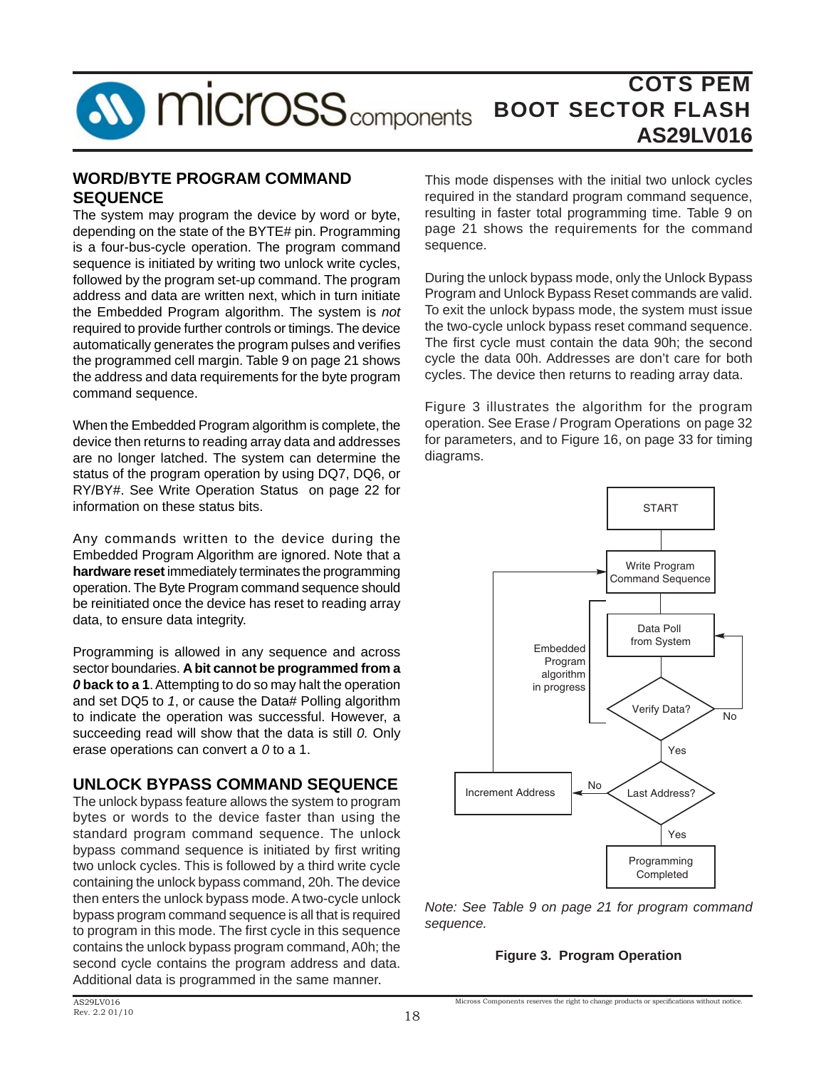## WORD/BYTE PROGRAM COMMAND SEQUENCE

The system may program the device by word or byte, depending on the state of the BYTE# pin. Programming is a four-bus-cycle operation. The program command sequence is initiated by writing two unlock write cycles, followed by the program set-up command. The program address and data are written next, which in turn initiate the Embedded Program algorithm. The system is *not* required to provide further controls or timings. The device automatically generates the program pulses and verifies the programmed cell margin. Table 9 on page 21 shows the address and data requirements for the byte program command sequence.

When the Embedded Program algorithm is complete, the device then returns to reading array data and addresses are no longer latched. The system can determine the status of the program operation by using DQ7, DQ6, or RY/BY#. See Write Operation Status on page 22 for information on these status bits.

Any commands written to the device during the Embedded Program Algorithm are ignored. Note that a **hardware reset** immediately terminates the programming operation. The Byte Program command sequence should be reinitiated once the device has reset to reading array data, to ensure data integrity.

Programming is allowed in any sequence and across sector boundaries. **A bit cannot be programmed from a *0* back to a 1**. Attempting to do so may halt the operation and set DQ5 to *1*, or cause the Data# Polling algorithm to indicate that the operation was successful. However, a succeeding read will show that the data is still *0.* Only erase operations can convert a *0* to a 1.

## UNLOCK BYPASS COMMAND SEQUENCE

The unlock bypass feature allows the system to program bytes or words to the device faster than using the standard program command sequence. The unlock bypass command sequence is initiated by first writing two unlock cycles. This is followed by a third write cycle containing the unlock bypass command, 20h. The device then enters the unlock bypass mode. A two-cycle unlock bypass program command sequence is all that is required to program in this mode. The first cycle in this sequence contains the unlock bypass program command, A0h; the second cycle contains the program address and data. Additional data is programmed in the same manner.

This mode dispenses with the initial two unlock cycles required in the standard program command sequence, resulting in faster total programming time. Table 9 on page 21 shows the requirements for the command sequence.

During the unlock bypass mode, only the Unlock Bypass Program and Unlock Bypass Reset commands are valid. To exit the unlock bypass mode, the system must issue the two-cycle unlock bypass reset command sequence. The first cycle must contain the data 90h; the second cycle the data 00h. Addresses are don't care for both cycles. The device then returns to reading array data.

Figure 3 illustrates the algorithm for the program operation. See Erase / Program Operations on page 32 for parameters, and to Figure 16, on page 33 for timing diagrams.

START → Write Program Command Sequence → Data Poll from System → Verify Data? (No → Data Poll from System; Yes →) Last Address? (No → Increment Address → Write Program Command Sequence; Yes → Programming Completed)

Embedded Program algorithm in progress

*Note: See Table 9 on page 21 for program command sequence.*

**Figure 3. Program Operation**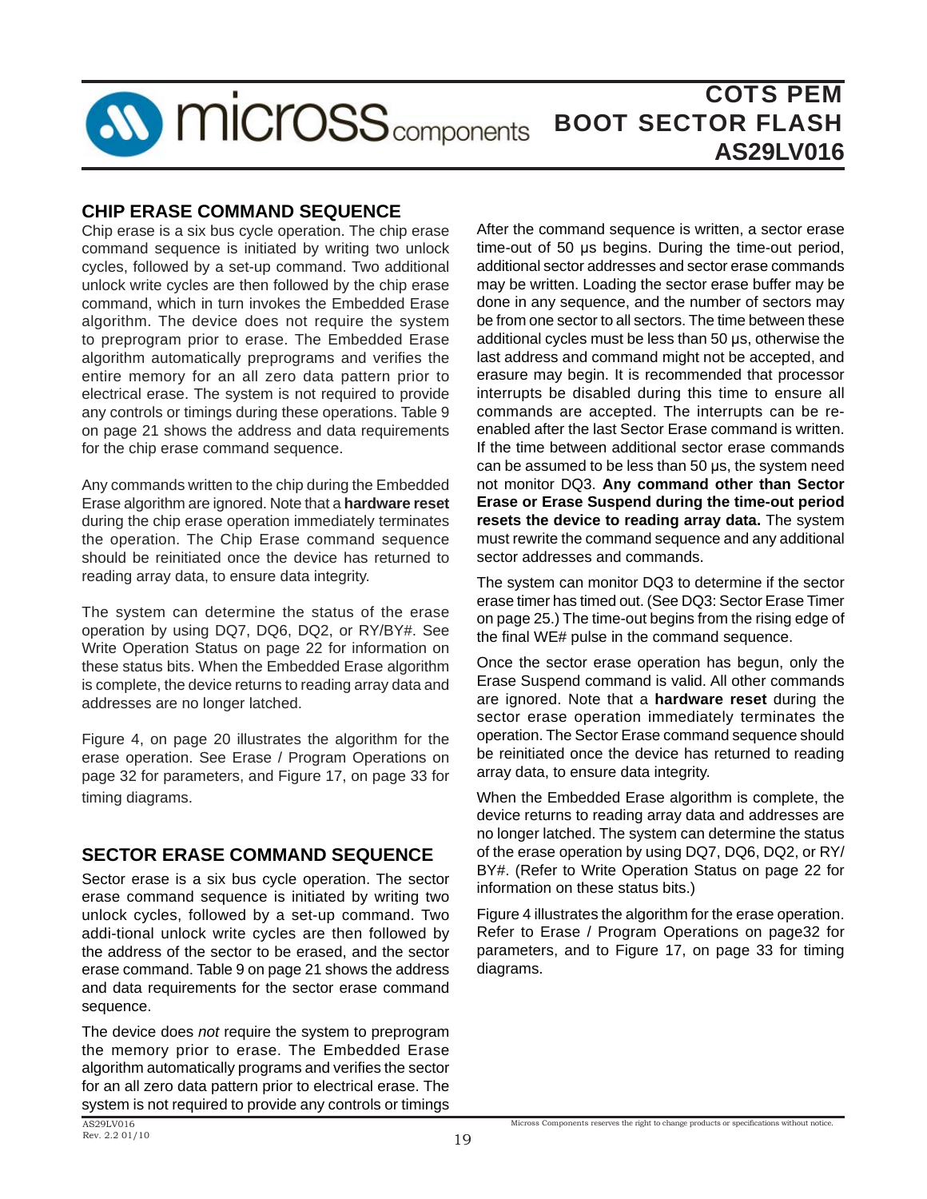## CHIP ERASE COMMAND SEQUENCE

Chip erase is a six bus cycle operation. The chip erase command sequence is initiated by writing two unlock cycles, followed by a set-up command. Two additional unlock write cycles are then followed by the chip erase command, which in turn invokes the Embedded Erase algorithm. The device does not require the system to preprogram prior to erase. The Embedded Erase algorithm automatically preprograms and verifies the entire memory for an all zero data pattern prior to electrical erase. The system is not required to provide any controls or timings during these operations. Table 9 on page 21 shows the address and data requirements for the chip erase command sequence.

Any commands written to the chip during the Embedded Erase algorithm are ignored. Note that a **hardware reset** during the chip erase operation immediately terminates the operation. The Chip Erase command sequence should be reinitiated once the device has returned to reading array data, to ensure data integrity.

The system can determine the status of the erase operation by using DQ7, DQ6, DQ2, or RY/BY#. See Write Operation Status on page 22 for information on these status bits. When the Embedded Erase algorithm is complete, the device returns to reading array data and addresses are no longer latched.

Figure 4, on page 20 illustrates the algorithm for the erase operation. See Erase / Program Operations on page 32 for parameters, and Figure 17, on page 33 for timing diagrams.

## SECTOR ERASE COMMAND SEQUENCE

Sector erase is a six bus cycle operation. The sector erase command sequence is initiated by writing two unlock cycles, followed by a set-up command. Two addi-tional unlock write cycles are then followed by the address of the sector to be erased, and the sector erase command. Table 9 on page 21 shows the address and data requirements for the sector erase command sequence.

The device does *not* require the system to preprogram the memory prior to erase. The Embedded Erase algorithm automatically programs and verifies the sector for an all zero data pattern prior to electrical erase. The system is not required to provide any controls or timings

After the command sequence is written, a sector erase time-out of 50 µs begins. During the time-out period, additional sector addresses and sector erase commands may be written. Loading the sector erase buffer may be done in any sequence, and the number of sectors may be from one sector to all sectors. The time between these additional cycles must be less than 50 µs, otherwise the last address and command might not be accepted, and erasure may begin. It is recommended that processor interrupts be disabled during this time to ensure all commands are accepted. The interrupts can be re-enabled after the last Sector Erase command is written. If the time between additional sector erase commands can be assumed to be less than 50 µs, the system need not monitor DQ3. **Any command other than Sector Erase or Erase Suspend during the time-out period resets the device to reading array data.** The system must rewrite the command sequence and any additional sector addresses and commands.

The system can monitor DQ3 to determine if the sector erase timer has timed out. (See DQ3: Sector Erase Timer on page 25.) The time-out begins from the rising edge of the final WE# pulse in the command sequence.

Once the sector erase operation has begun, only the Erase Suspend command is valid. All other commands are ignored. Note that a **hardware reset** during the sector erase operation immediately terminates the operation. The Sector Erase command sequence should be reinitiated once the device has returned to reading array data, to ensure data integrity.

When the Embedded Erase algorithm is complete, the device returns to reading array data and addresses are no longer latched. The system can determine the status of the erase operation by using DQ7, DQ6, DQ2, or RY/BY#. (Refer to Write Operation Status on page 22 for information on these status bits.)

Figure 4 illustrates the algorithm for the erase operation. Refer to Erase / Program Operations on page32 for parameters, and to Figure 17, on page 33 for timing diagrams.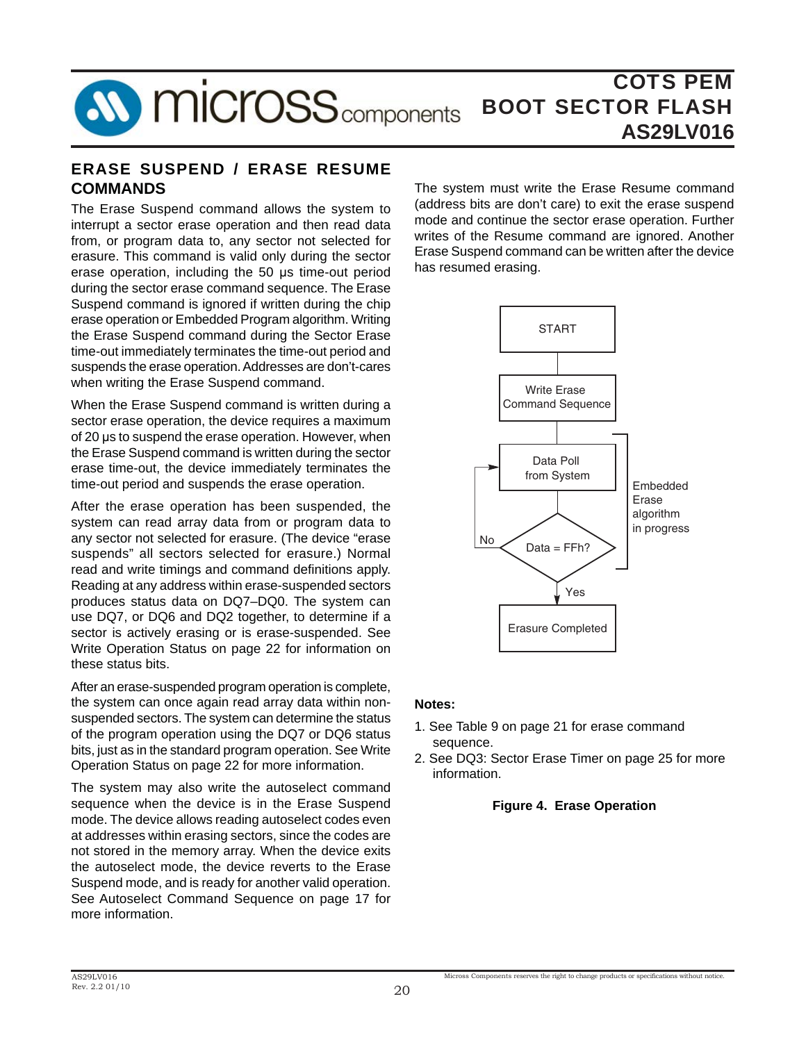## ERASE SUSPEND / ERASE RESUME COMMANDS

The Erase Suspend command allows the system to interrupt a sector erase operation and then read data from, or program data to, any sector not selected for erasure. This command is valid only during the sector erase operation, including the 50 µs time-out period during the sector erase command sequence. The Erase Suspend command is ignored if written during the chip erase operation or Embedded Program algorithm. Writing the Erase Suspend command during the Sector Erase time-out immediately terminates the time-out period and suspends the erase operation. Addresses are don't-cares when writing the Erase Suspend command.

When the Erase Suspend command is written during a sector erase operation, the device requires a maximum of 20 µs to suspend the erase operation. However, when the Erase Suspend command is written during the sector erase time-out, the device immediately terminates the time-out period and suspends the erase operation.

After the erase operation has been suspended, the system can read array data from or program data to any sector not selected for erasure. (The device "erase suspends" all sectors selected for erasure.) Normal read and write timings and command definitions apply. Reading at any address within erase-suspended sectors produces status data on DQ7–DQ0. The system can use DQ7, or DQ6 and DQ2 together, to determine if a sector is actively erasing or is erase-suspended. See Write Operation Status on page 22 for information on these status bits.

After an erase-suspended program operation is complete, the system can once again read array data within non-suspended sectors. The system can determine the status of the program operation using the DQ7 or DQ6 status bits, just as in the standard program operation. See Write Operation Status on page 22 for more information.

The system may also write the autoselect command sequence when the device is in the Erase Suspend mode. The device allows reading autoselect codes even at addresses within erasing sectors, since the codes are not stored in the memory array. When the device exits the autoselect mode, the device reverts to the Erase Suspend mode, and is ready for another valid operation. See Autoselect Command Sequence on page 17 for more information.

The system must write the Erase Resume command (address bits are don't care) to exit the erase suspend mode and continue the sector erase operation. Further writes of the Resume command are ignored. Another Erase Suspend command can be written after the device has resumed erasing.

START

Write Erase Command Sequence

Data Poll from System

Data = FFh?

No

Yes

Erasure Completed

Embedded Erase algorithm in progress

**Notes:**

1. See Table 9 on page 21 for erase command sequence.
2. See DQ3: Sector Erase Timer on page 25 for more information.

**Figure 4. Erase Operation**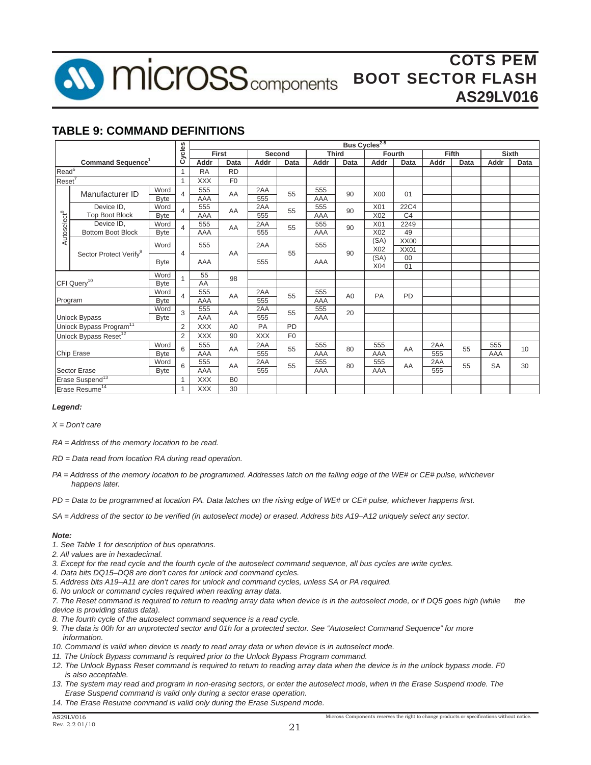## TABLE 9: COMMAND DEFINITIONS

| Command Sequence[1] | | | Cycles | Bus Cycles[2-5] | | | | | | | | | | | |
|---|---|---|---|---|---|---|---|---|---|---|---|---|---|---|---|
| | | | | First | | Second | | Third | | Fourth | | Fifth | | Sixth | |
| | | | | Addr | Data | Addr | Data | Addr | Data | Addr | Data | Addr | Data | Addr | Data |
| Read[6] | | | 1 | RA | RD | | | | | | | | | | |
| Reset[7] | | | 1 | XXX | F0 | | | | | | | | | | |
| Autoselect[8] | Manufacturer ID | Word | 4 | 555 | AA | 2AA | 55 | 555 | 90 | X00 | 01 | | | | |
| | | Byte | | AAA | | 555 | | AAA | | | | | | | |
| | Device ID, Top Boot Block | Word | 4 | 555 | AA | 2AA | 55 | 555 | 90 | X01 | 22C4 | | | | |
| | | Byte | | AAA | | 555 | | AAA | | X02 | C4 | | | | |
| | Device ID, Bottom Boot Block | Word | 4 | 555 | AA | 2AA | 55 | 555 | 90 | X01 | 2249 | | | | |
| | | Byte | | AAA | | 555 | | AAA | | X02 | 49 | | | | |
| | Sector Protect Verify[9] | Word | 4 | 555 | AA | 2AA | 55 | 555 | 90 | (SA) X02 | XX00 XX01 | | | | |
| | | Byte | | AAA | | 555 | | AAA | | (SA) X04 | 00 01 | | | | |
| CFI Query[10] | | Word | 1 | 55 | 98 | | | | | | | | | | |
| | | Byte | | AA | | | | | | | | | | | |
| Program | | Word | 4 | 555 | AA | 2AA | 55 | 555 | A0 | PA | PD | | | | |
| | | Byte | | AAA | | 555 | | AAA | | | | | | | |
| Unlock Bypass | | Word | 3 | 555 | AA | 2AA | 55 | 555 | 20 | | | | | | |
| | | Byte | | AAA | | 555 | | AAA | | | | | | | |
| Unlock Bypass Program[11] | | | 2 | XXX | A0 | PA | PD | | | | | | | | |
| Unlock Bypass Reset[12] | | | 2 | XXX | 90 | XXX | F0 | | | | | | | | |
| Chip Erase | | Word | 6 | 555 | AA | 2AA | 55 | 555 | 80 | 555 | AA | 2AA | 55 | 555 | 10 |
| | | Byte | | AAA | | 555 | | AAA | | AAA | | 555 | | AAA | |
| Sector Erase | | Word | 6 | 555 | AA | 2AA | 55 | 555 | 80 | 555 | AA | 2AA | 55 | SA | 30 |
| | | Byte | | AAA | | 555 | | AAA | | AAA | | 555 | | | |
| Erase Suspend[13] | | | 1 | XXX | B0 | | | | | | | | | | |
| Erase Resume[14] | | | 1 | XXX | 30 | | | | | | | | | | |

***Legend:***

*X = Don't care*

*RA = Address of the memory location to be read.*

*RD = Data read from location RA during read operation.*

*PA = Address of the memory location to be programmed. Addresses latch on the falling edge of the WE# or CE# pulse, whichever happens later.*

*PD = Data to be programmed at location PA. Data latches on the rising edge of WE# or CE# pulse, whichever happens first.*

*SA = Address of the sector to be verified (in autoselect mode) or erased. Address bits A19–A12 uniquely select any sector.*

***Note:***

*1. See Table 1 for description of bus operations.*
*2. All values are in hexadecimal.*
*3. Except for the read cycle and the fourth cycle of the autoselect command sequence, all bus cycles are write cycles.*
*4. Data bits DQ15–DQ8 are don't cares for unlock and command cycles.*
*5. Address bits A19–A11 are don't cares for unlock and command cycles, unless SA or PA required.*
*6. No unlock or command cycles required when reading array data.*
*7. The Reset command is required to return to reading array data when device is in the autoselect mode, or if DQ5 goes high (while the device is providing status data).*
*8. The fourth cycle of the autoselect command sequence is a read cycle.*
*9. The data is 00h for an unprotected sector and 01h for a protected sector. See "Autoselect Command Sequence" for more information.*
*10. Command is valid when device is ready to read array data or when device is in autoselect mode.*
*11. The Unlock Bypass command is required prior to the Unlock Bypass Program command.*
*12. The Unlock Bypass Reset command is required to return to reading array data when the device is in the unlock bypass mode. F0 is also acceptable.*
*13. The system may read and program in non-erasing sectors, or enter the autoselect mode, when in the Erase Suspend mode. The Erase Suspend command is valid only during a sector erase operation.*
*14. The Erase Resume command is valid only during the Erase Suspend mode.*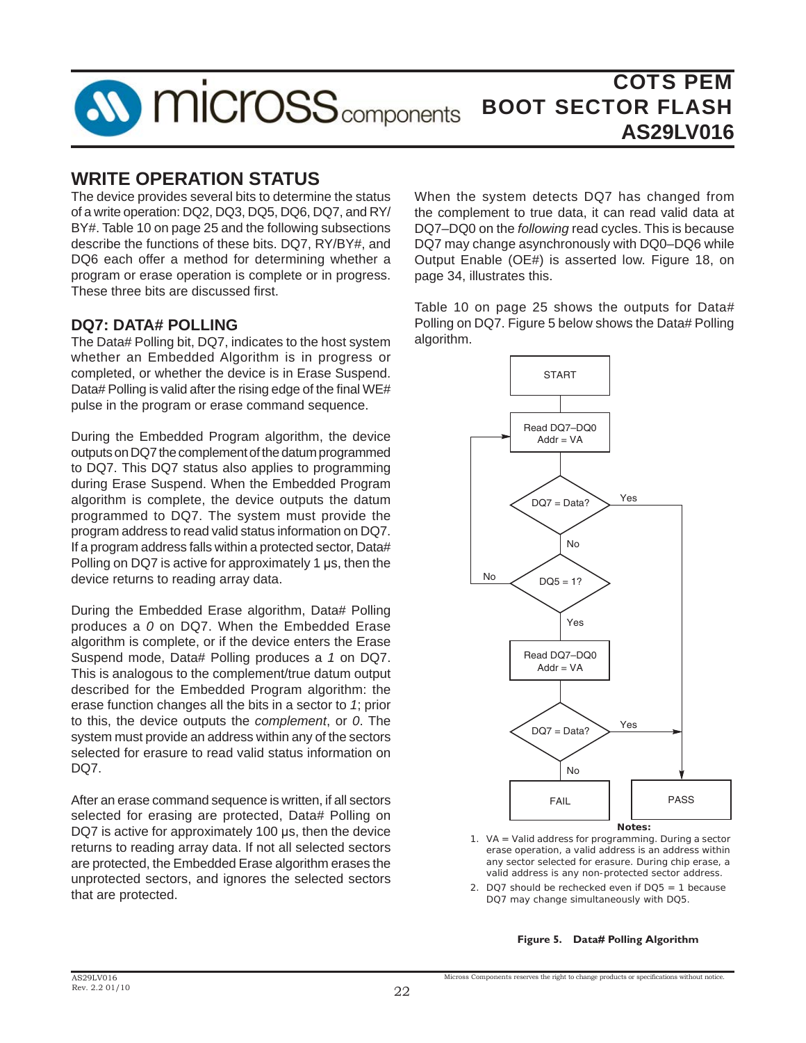## WRITE OPERATION STATUS

The device provides several bits to determine the status of a write operation: DQ2, DQ3, DQ5, DQ6, DQ7, and RY/BY#. Table 10 on page 25 and the following subsections describe the functions of these bits. DQ7, RY/BY#, and DQ6 each offer a method for determining whether a program or erase operation is complete or in progress. These three bits are discussed first.

### DQ7: DATA# POLLING

The Data# Polling bit, DQ7, indicates to the host system whether an Embedded Algorithm is in progress or completed, or whether the device is in Erase Suspend. Data# Polling is valid after the rising edge of the final WE# pulse in the program or erase command sequence.

During the Embedded Program algorithm, the device outputs on DQ7 the complement of the datum programmed to DQ7. This DQ7 status also applies to programming during Erase Suspend. When the Embedded Program algorithm is complete, the device outputs the datum programmed to DQ7. The system must provide the program address to read valid status information on DQ7. If a program address falls within a protected sector, Data# Polling on DQ7 is active for approximately 1 µs, then the device returns to reading array data.

During the Embedded Erase algorithm, Data# Polling produces a *0* on DQ7. When the Embedded Erase algorithm is complete, or if the device enters the Erase Suspend mode, Data# Polling produces a *1* on DQ7. This is analogous to the complement/true datum output described for the Embedded Program algorithm: the erase function changes all the bits in a sector to *1*; prior to this, the device outputs the *complement*, or *0*. The system must provide an address within any of the sectors selected for erasure to read valid status information on DQ7.

After an erase command sequence is written, if all sectors selected for erasing are protected, Data# Polling on DQ7 is active for approximately 100 µs, then the device returns to reading array data. If not all selected sectors are protected, the Embedded Erase algorithm erases the unprotected sectors, and ignores the selected sectors that are protected.

When the system detects DQ7 has changed from the complement to true data, it can read valid data at DQ7–DQ0 on the *following* read cycles. This is because DQ7 may change asynchronously with DQ0–DQ6 while Output Enable (OE#) is asserted low. Figure 18, on page 34, illustrates this.

Table 10 on page 25 shows the outputs for Data# Polling on DQ7. Figure 5 below shows the Data# Polling algorithm.

```
START
  |
  v
Read DQ7–DQ0, Addr = VA  <-----------------+
  |                                        |
  v                                        |
DQ7 = Data? --Yes--> PASS                  |
  | No                                     |
  v                                        |
DQ5 = 1? --No------------------------------+
  | Yes
  v
Read DQ7–DQ0, Addr = VA
  |
  v
DQ7 = Data? --Yes--> PASS
  | No
  v
FAIL
```

**Notes:**

1. VA = Valid address for programming. During a sector erase operation, a valid address is an address within any sector selected for erasure. During chip erase, a valid address is any non-protected sector address.
2. DQ7 should be rechecked even if DQ5 = 1 because DQ7 may change simultaneously with DQ5.

**Figure 5. Data# Polling Algorithm**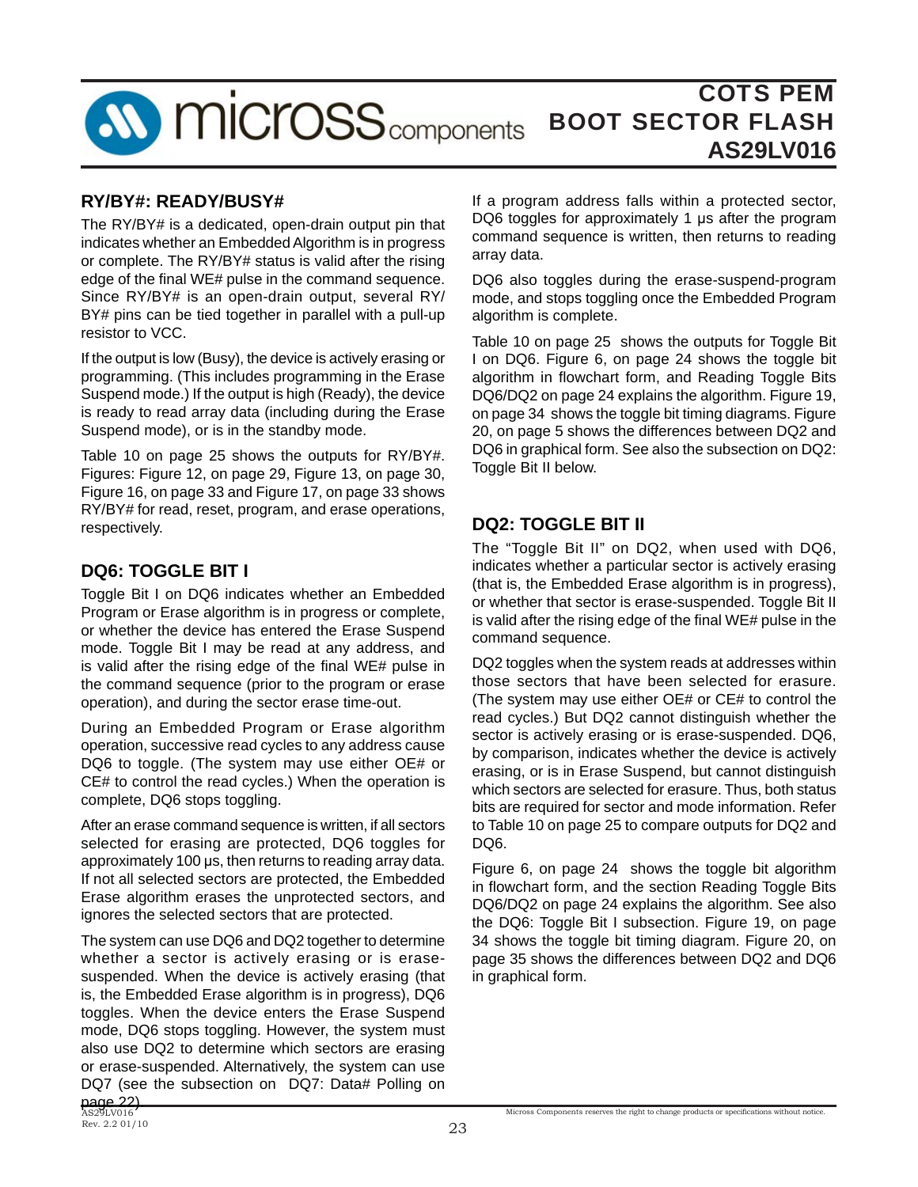## RY/BY#: READY/BUSY#

The RY/BY# is a dedicated, open-drain output pin that indicates whether an Embedded Algorithm is in progress or complete. The RY/BY# status is valid after the rising edge of the final WE# pulse in the command sequence. Since RY/BY# is an open-drain output, several RY/BY# pins can be tied together in parallel with a pull-up resistor to VCC.

If the output is low (Busy), the device is actively erasing or programming. (This includes programming in the Erase Suspend mode.) If the output is high (Ready), the device is ready to read array data (including during the Erase Suspend mode), or is in the standby mode.

Table 10 on page 25 shows the outputs for RY/BY#. Figures: Figure 12, on page 29, Figure 13, on page 30, Figure 16, on page 33 and Figure 17, on page 33 shows RY/BY# for read, reset, program, and erase operations, respectively.

## DQ6: TOGGLE BIT I

Toggle Bit I on DQ6 indicates whether an Embedded Program or Erase algorithm is in progress or complete, or whether the device has entered the Erase Suspend mode. Toggle Bit I may be read at any address, and is valid after the rising edge of the final WE# pulse in the command sequence (prior to the program or erase operation), and during the sector erase time-out.

During an Embedded Program or Erase algorithm operation, successive read cycles to any address cause DQ6 to toggle. (The system may use either OE# or CE# to control the read cycles.) When the operation is complete, DQ6 stops toggling.

After an erase command sequence is written, if all sectors selected for erasing are protected, DQ6 toggles for approximately 100 µs, then returns to reading array data. If not all selected sectors are protected, the Embedded Erase algorithm erases the unprotected sectors, and ignores the selected sectors that are protected.

The system can use DQ6 and DQ2 together to determine whether a sector is actively erasing or is erase-suspended. When the device is actively erasing (that is, the Embedded Erase algorithm is in progress), DQ6 toggles. When the device enters the Erase Suspend mode, DQ6 stops toggling. However, the system must also use DQ2 to determine which sectors are erasing or erase-suspended. Alternatively, the system can use DQ7 (see the subsection on DQ7: Data# Polling on page 22).

If a program address falls within a protected sector, DQ6 toggles for approximately 1 µs after the program command sequence is written, then returns to reading array data.

DQ6 also toggles during the erase-suspend-program mode, and stops toggling once the Embedded Program algorithm is complete.

Table 10 on page 25 shows the outputs for Toggle Bit I on DQ6. Figure 6, on page 24 shows the toggle bit algorithm in flowchart form, and Reading Toggle Bits DQ6/DQ2 on page 24 explains the algorithm. Figure 19, on page 34 shows the toggle bit timing diagrams. Figure 20, on page 5 shows the differences between DQ2 and DQ6 in graphical form. See also the subsection on DQ2: Toggle Bit II below.

## DQ2: TOGGLE BIT II

The "Toggle Bit II" on DQ2, when used with DQ6, indicates whether a particular sector is actively erasing (that is, the Embedded Erase algorithm is in progress), or whether that sector is erase-suspended. Toggle Bit II is valid after the rising edge of the final WE# pulse in the command sequence.

DQ2 toggles when the system reads at addresses within those sectors that have been selected for erasure. (The system may use either OE# or CE# to control the read cycles.) But DQ2 cannot distinguish whether the sector is actively erasing or is erase-suspended. DQ6, by comparison, indicates whether the device is actively erasing, or is in Erase Suspend, but cannot distinguish which sectors are selected for erasure. Thus, both status bits are required for sector and mode information. Refer to Table 10 on page 25 to compare outputs for DQ2 and DQ6.

Figure 6, on page 24 shows the toggle bit algorithm in flowchart form, and the section Reading Toggle Bits DQ6/DQ2 on page 24 explains the algorithm. See also the DQ6: Toggle Bit I subsection. Figure 19, on page 34 shows the toggle bit timing diagram. Figure 20, on page 35 shows the differences between DQ2 and DQ6 in graphical form.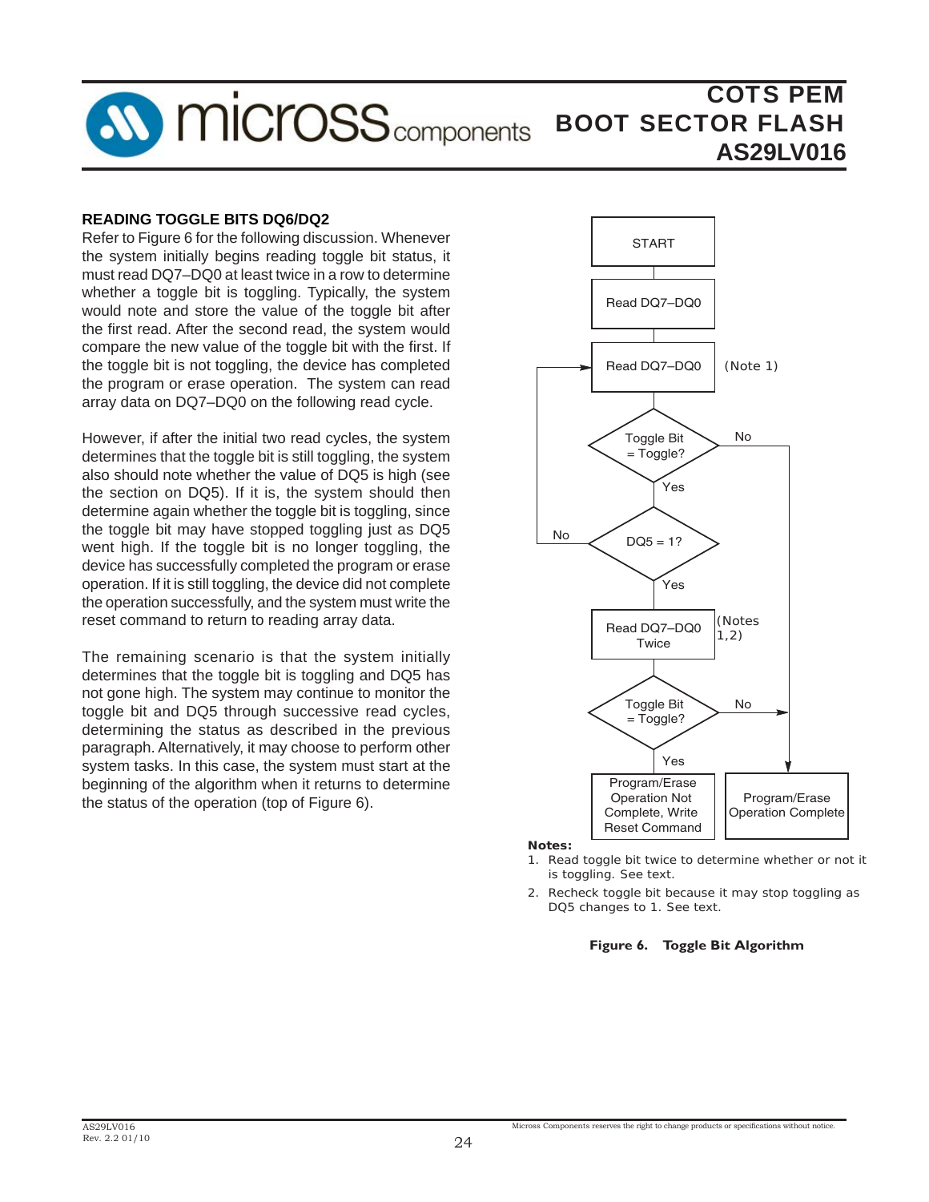## READING TOGGLE BITS DQ6/DQ2

Refer to Figure 6 for the following discussion. Whenever the system initially begins reading toggle bit status, it must read DQ7–DQ0 at least twice in a row to determine whether a toggle bit is toggling. Typically, the system would note and store the value of the toggle bit after the first read. After the second read, the system would compare the new value of the toggle bit with the first. If the toggle bit is not toggling, the device has completed the program or erase operation. The system can read array data on DQ7–DQ0 on the following read cycle.

However, if after the initial two read cycles, the system determines that the toggle bit is still toggling, the system also should note whether the value of DQ5 is high (see the section on DQ5). If it is, the system should then determine again whether the toggle bit is toggling, since the toggle bit may have stopped toggling just as DQ5 went high. If the toggle bit is no longer toggling, the device has successfully completed the program or erase operation. If it is still toggling, the device did not complete the operation successfully, and the system must write the reset command to return to reading array data.

The remaining scenario is that the system initially determines that the toggle bit is toggling and DQ5 has not gone high. The system may continue to monitor the toggle bit and DQ5 through successive read cycles, determining the status as described in the previous paragraph. Alternatively, it may choose to perform other system tasks. In this case, the system must start at the beginning of the algorithm when it returns to determine the status of the operation (top of Figure 6).

START → Read DQ7–DQ0 → Read DQ7–DQ0 (Note 1) → Toggle Bit = Toggle?
- No → Program/Erase Operation Complete
- Yes → DQ5 = 1?
  - No → return to Read DQ7–DQ0 (Note 1)
  - Yes → Read DQ7–DQ0 Twice (Notes 1,2) → Toggle Bit = Toggle?
    - No → Program/Erase Operation Complete
    - Yes → Program/Erase Operation Not Complete, Write Reset Command

**Notes:**

1. Read toggle bit twice to determine whether or not it is toggling. See text.
2. Recheck toggle bit because it may stop toggling as DQ5 changes to 1. See text.

**Figure 6. Toggle Bit Algorithm**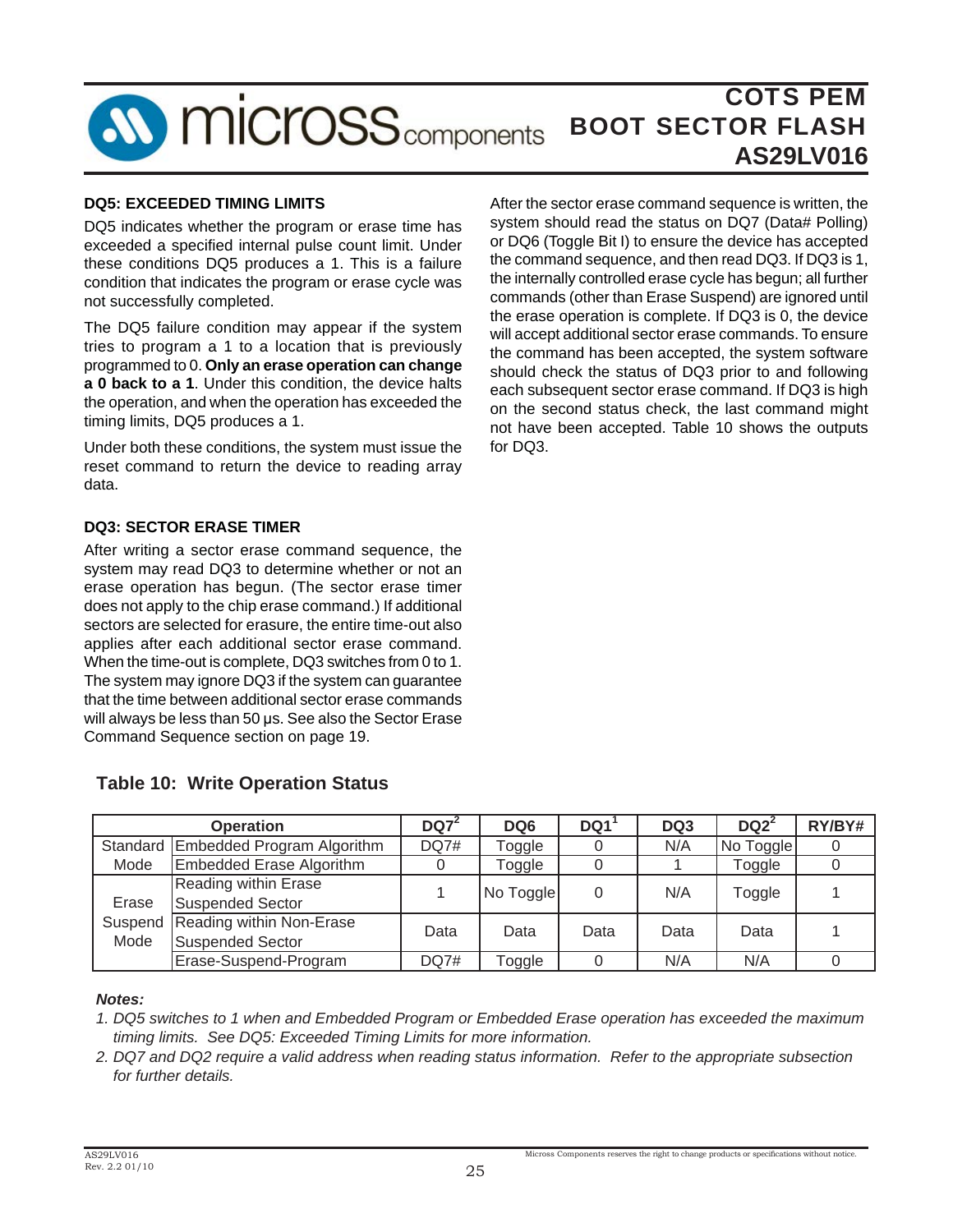### DQ5: EXCEEDED TIMING LIMITS

DQ5 indicates whether the program or erase time has exceeded a specified internal pulse count limit. Under these conditions DQ5 produces a 1. This is a failure condition that indicates the program or erase cycle was not successfully completed.

The DQ5 failure condition may appear if the system tries to program a 1 to a location that is previously programmed to 0. **Only an erase operation can change a 0 back to a 1**. Under this condition, the device halts the operation, and when the operation has exceeded the timing limits, DQ5 produces a 1.

Under both these conditions, the system must issue the reset command to return the device to reading array data.

### DQ3: SECTOR ERASE TIMER

After writing a sector erase command sequence, the system may read DQ3 to determine whether or not an erase operation has begun. (The sector erase timer does not apply to the chip erase command.) If additional sectors are selected for erasure, the entire time-out also applies after each additional sector erase command. When the time-out is complete, DQ3 switches from 0 to 1. The system may ignore DQ3 if the system can guarantee that the time between additional sector erase commands will always be less than 50 µs. See also the Sector Erase Command Sequence section on page 19.

After the sector erase command sequence is written, the system should read the status on DQ7 (Data# Polling) or DQ6 (Toggle Bit I) to ensure the device has accepted the command sequence, and then read DQ3. If DQ3 is 1, the internally controlled erase cycle has begun; all further commands (other than Erase Suspend) are ignored until the erase operation is complete. If DQ3 is 0, the device will accept additional sector erase commands. To ensure the command has been accepted, the system software should check the status of DQ3 prior to and following each subsequent sector erase command. If DQ3 is high on the second status check, the last command might not have been accepted. Table 10 shows the outputs for DQ3.

### Table 10: Write Operation Status

| Operation | | DQ7[2] | DQ6 | DQ1[1] | DQ3 | DQ2[2] | RY/BY# |
|---|---|---|---|---|---|---|---|
| Standard Mode | Embedded Program Algorithm | DQ7# | Toggle | 0 | N/A | No Toggle | 0 |
| | Embedded Erase Algorithm | 0 | Toggle | 0 | 1 | Toggle | 0 |
| Erase Suspend Mode | Reading within Erase Suspended Sector | 1 | No Toggle | 0 | N/A | Toggle | 1 |
| | Reading within Non-Erase Suspended Sector | Data | Data | Data | Data | Data | 1 |
| | Erase-Suspend-Program | DQ7# | Toggle | 0 | N/A | N/A | 0 |

***Notes:***

*1. DQ5 switches to 1 when and Embedded Program or Embedded Erase operation has exceeded the maximum timing limits. See DQ5: Exceeded Timing Limits for more information.*

*2. DQ7 and DQ2 require a valid address when reading status information. Refer to the appropriate subsection for further details.*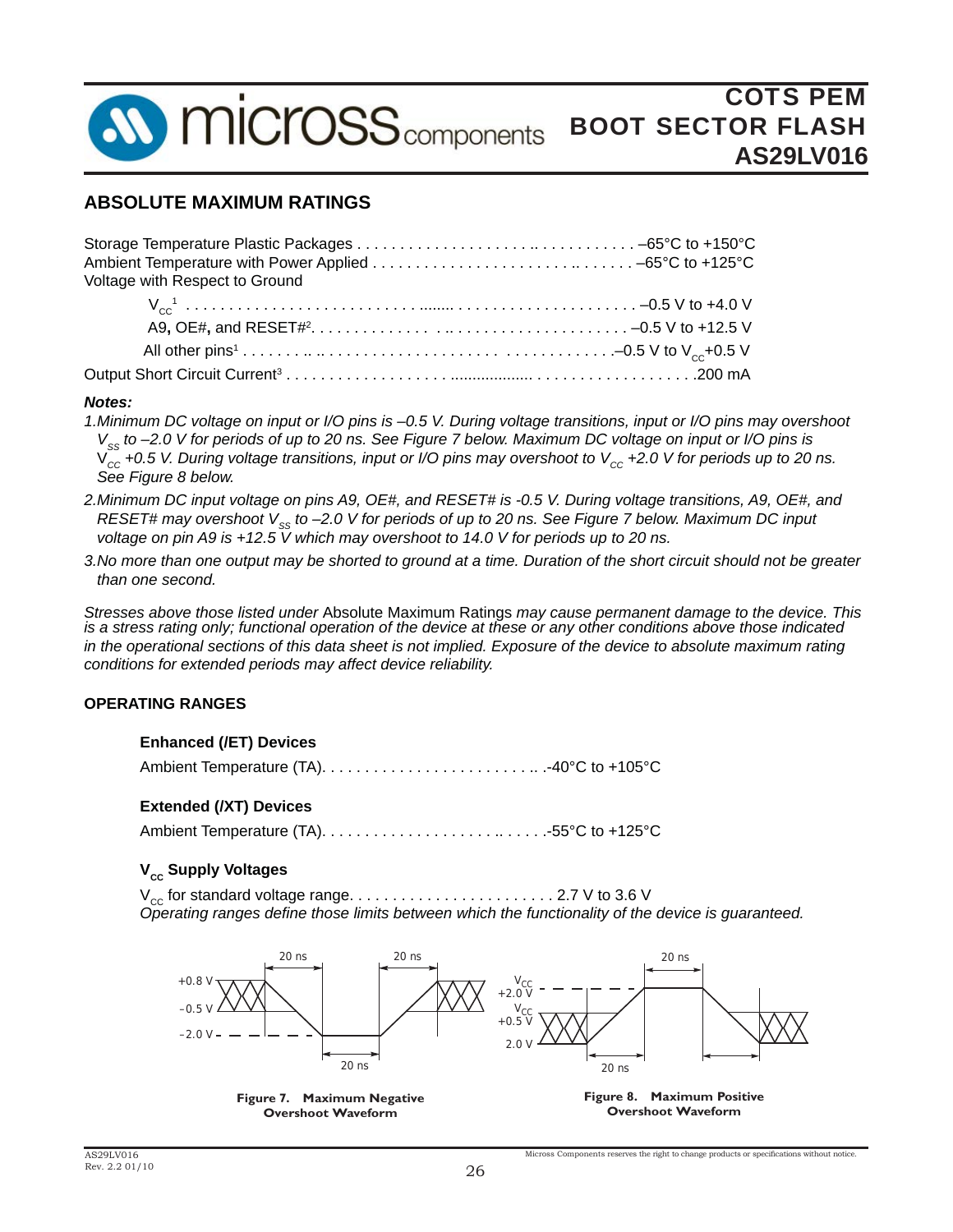## ABSOLUTE MAXIMUM RATINGS

Storage Temperature Plastic Packages . . . . . . . . . . . . . . . . . . . . . . . . . . . . . . . . –65°C to +150°C
Ambient Temperature with Power Applied . . . . . . . . . . . . . . . . . . . . . . . . . . . . . . . –65°C to +125°C
Voltage with Respect to Ground

- $V_{CC}$[1] . . . . . . . . . . . . . . . . . . . . . . . . . . . . . . . . . . . . . . . . . . . . . . . . –0.5 V to +4.0 V
- A9, OE#, and RESET#[2]. . . . . . . . . . . . . . . . . . . . . . . . . . . . . . . . . . . . . –0.5 V to +12.5 V
- All other pins[1] . . . . . . . . . . . . . . . . . . . . . . . . . . . . . . . . . . . . . . . . . –0.5 V to $V_{CC}$+0.5 V

Output Short Circuit Current[3] . . . . . . . . . . . . . . . . . . . . . . . . . . . . . . . . . . . . . . . .200 mA

***Notes:***

*1.Minimum DC voltage on input or I/O pins is –0.5 V. During voltage transitions, input or I/O pins may overshoot $V_{SS}$ to –2.0 V for periods of up to 20 ns. See Figure 7 below. Maximum DC voltage on input or I/O pins is $V_{CC}$ +0.5 V. During voltage transitions, input or I/O pins may overshoot to $V_{CC}$ +2.0 V for periods up to 20 ns. See Figure 8 below.*

*2.Minimum DC input voltage on pins A9, OE#, and RESET# is -0.5 V. During voltage transitions, A9, OE#, and RESET# may overshoot $V_{SS}$ to –2.0 V for periods of up to 20 ns. See Figure 7 below. Maximum DC input voltage on pin A9 is +12.5 V which may overshoot to 14.0 V for periods up to 20 ns.*

*3.No more than one output may be shorted to ground at a time. Duration of the short circuit should not be greater than one second.*

*Stresses above those listed under* Absolute Maximum Ratings *may cause permanent damage to the device. This is a stress rating only; functional operation of the device at these or any other conditions above those indicated in the operational sections of this data sheet is not implied. Exposure of the device to absolute maximum rating conditions for extended periods may affect device reliability.*

### OPERATING RANGES

**Enhanced (/ET) Devices**

Ambient Temperature (TA). . . . . . . . . . . . . . . . . . . . . . . . . . . .-40°C to +105°C

**Extended (/XT) Devices**

Ambient Temperature (TA). . . . . . . . . . . . . . . . . . . . . . . . . . . .-55°C to +125°C

**$V_{CC}$ Supply Voltages**

$V_{CC}$ for standard voltage range. . . . . . . . . . . . . . . . . . . . . . . . 2.7 V to 3.6 V
*Operating ranges define those limits between which the functionality of the device is guaranteed.*

**Figure 7. Maximum Negative Overshoot Waveform**

**Figure 8. Maximum Positive Overshoot Waveform**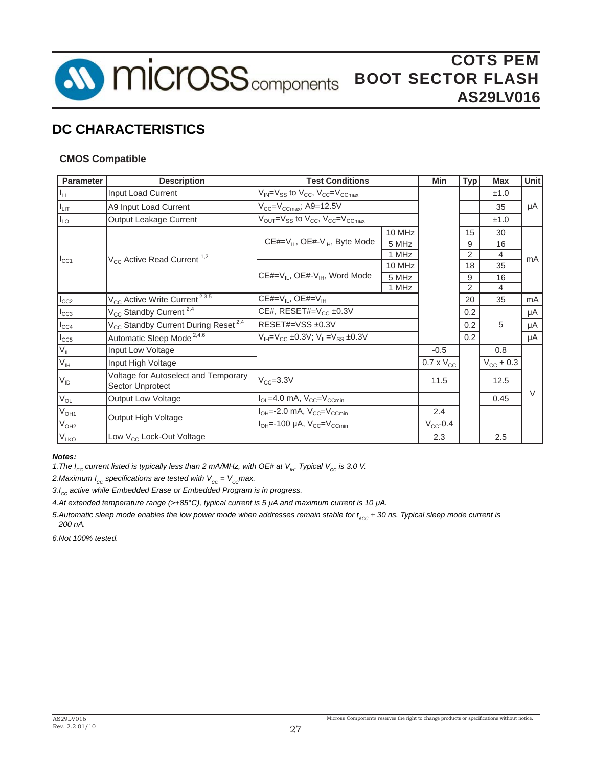## DC CHARACTERISTICS

### CMOS Compatible

| Parameter | Description | Test Conditions | | Min | Typ | Max | Unit |
|---|---|---|---|---|---|---|---|
| $I_{LI}$ | Input Load Current | $V_{IN}$=$V_{SS}$ to $V_{CC}$, $V_{CC}$=$V_{CCmax}$ | | | | ±1.0 | μA |
| $I_{LIT}$ | A9 Input Load Current | $V_{CC}$=$V_{CCmax}$; A9=12.5V | | | | 35 | μA |
| $I_{LO}$ | Output Leakage Current | $V_{OUT}$=$V_{SS}$ to $V_{CC}$, $V_{CC}$=$V_{CCmax}$ | | | | ±1.0 | μA |
| $I_{CC1}$ | $V_{CC}$ Active Read Current [1,2] | CE#=$V_{IL}$, OE#-$V_{IH}$, Byte Mode | 10 MHz | | 15 | 30 | mA |
| | | | 5 MHz | | 9 | 16 | mA |
| | | | 1 MHz | | 2 | 4 | mA |
| | | CE#=$V_{IL}$, OE#-$V_{IH}$, Word Mode | 10 MHz | | 18 | 35 | mA |
| | | | 5 MHz | | 9 | 16 | mA |
| | | | 1 MHz | | 2 | 4 | mA |
| $I_{CC2}$ | $V_{CC}$ Active Write Current [2,3,5] | CE#=$V_{IL}$, OE#=$V_{IH}$ | | | 20 | 35 | mA |
| $I_{CC3}$ | $V_{CC}$ Standby Current [2,4] | CE#, RESET#=$V_{CC}$ ±0.3V | | | 0.2 | 5 | μA |
| $I_{CC4}$ | $V_{CC}$ Standby Current During Reset [2,4] | RESET#=VSS ±0.3V | | | 0.2 | 5 | μA |
| $I_{CC5}$ | Automatic Sleep Mode [2,4,6] | $V_{IH}$=$V_{CC}$ ±0.3V; $V_{IL}$=$V_{SS}$ ±0.3V | | | 0.2 | 5 | μA |
| $V_{IL}$ | Input Low Voltage | | | -0.5 | | 0.8 | V |
| $V_{IH}$ | Input High Voltage | | | 0.7 x $V_{CC}$ | | $V_{CC}$ + 0.3 | V |
| $V_{ID}$ | Voltage for Autoselect and Temporary Sector Unprotect | $V_{CC}$=3.3V | | 11.5 | | 12.5 | V |
| $V_{OL}$ | Output Low Voltage | $I_{OL}$=4.0 mA, $V_{CC}$=$V_{CCmin}$ | | | | 0.45 | V |
| $V_{OH1}$ | Output High Voltage | $I_{OH}$=-2.0 mA, $V_{CC}$=$V_{CCmin}$ | | 2.4 | | | V |
| $V_{OH2}$ | Output High Voltage | $I_{OH}$=-100 μA, $V_{CC}$=$V_{CCmin}$ | | $V_{CC}$-0.4 | | | V |
| $V_{LKO}$ | Low $V_{CC}$ Lock-Out Voltage | | | 2.3 | | 2.5 | V |

***Notes:***

*1.The $I_{CC}$ current listed is typically less than 2 mA/MHz, with OE# at $V_{IH}$. Typical $V_{CC}$ is 3.0 V.*

*2.Maximum $I_{CC}$ specifications are tested with $V_{CC}$ = $V_{CC}$max.*

*3.$I_{CC}$ active while Embedded Erase or Embedded Program is in progress.*

*4.At extended temperature range (>+85°C), typical current is 5 μA and maximum current is 10 μA.*

*5.Automatic sleep mode enables the low power mode when addresses remain stable for $t_{ACC}$ + 30 ns. Typical sleep mode current is 200 nA.*

*6.Not 100% tested.*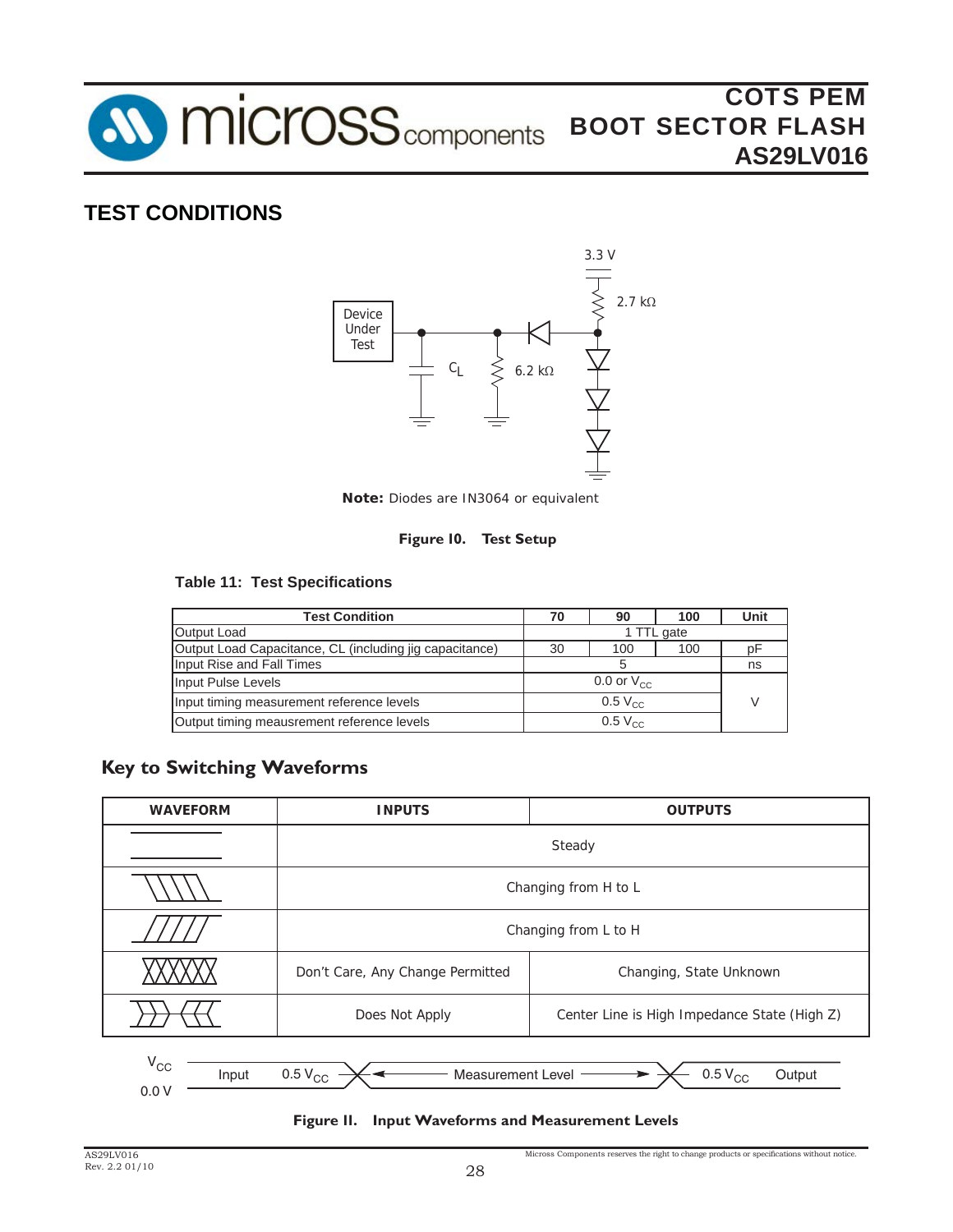## TEST CONDITIONS

**Note:** Diodes are IN3064 or equivalent

**Figure 10. Test Setup**

**Table 11: Test Specifications**

| Test Condition | 70 | 90 | 100 | Unit |
|---|---|---|---|---|
| Output Load | 1 TTL gate | | | |
| Output Load Capacitance, CL (including jig capacitance) | 30 | 100 | 100 | pF |
| Input Rise and Fall Times | 5 | | | ns |
| Input Pulse Levels | 0.0 or $V_{CC}$ | | | V |
| Input timing measurement reference levels | 0.5 $V_{CC}$ | | | V |
| Output timing meausrement reference levels | 0.5 $V_{CC}$ | | | V |

### Key to Switching Waveforms

| WAVEFORM | INPUTS | OUTPUTS |
|---|---|---|
| | Steady | |
| | Changing from H to L | |
| | Changing from L to H | |
| | Don't Care, Any Change Permitted | Changing, State Unknown |
| | Does Not Apply | Center Line is High Impedance State (High Z) |

$V_{CC}$ / 0.0 V — Input — 0.5 $V_{CC}$ — Measurement Level — 0.5 $V_{CC}$ — Output

**Figure 11. Input Waveforms and Measurement Levels**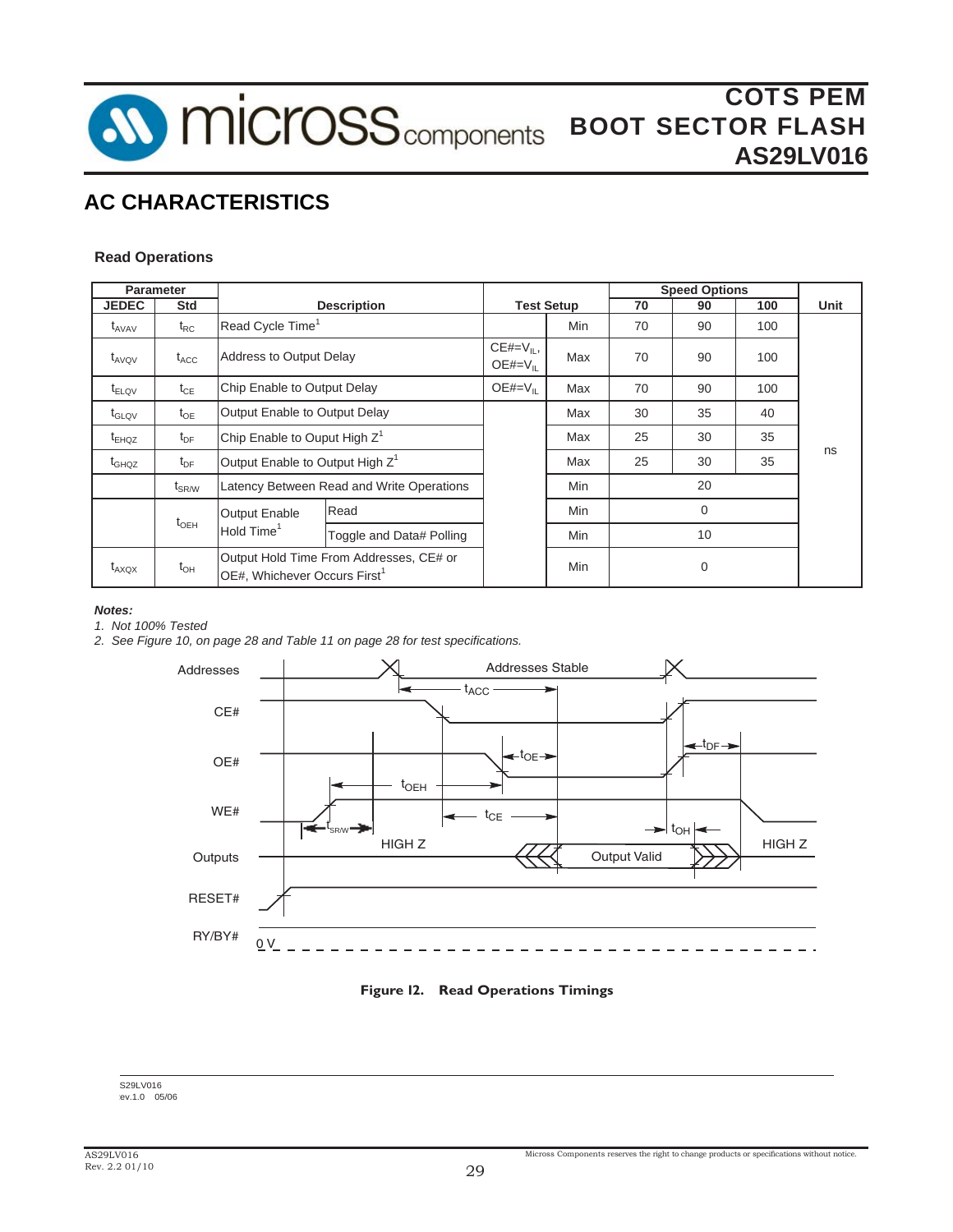## AC CHARACTERISTICS

### Read Operations

| Parameter | | Description | | Test Setup | | Speed Options | | | Unit |
|---|---|---|---|---|---|---|---|---|---|
| JEDEC | Std | | | | | 70 | 90 | 100 | |
| $t_{AVAV}$ | $t_{RC}$ | Read Cycle Time[1] | | | Min | 70 | 90 | 100 | ns |
| $t_{AVQV}$ | $t_{ACC}$ | Address to Output Delay | | CE#=$V_{IL}$, OE#=$V_{IL}$ | Max | 70 | 90 | 100 | ns |
| $t_{ELQV}$ | $t_{CE}$ | Chip Enable to Output Delay | | OE#=$V_{IL}$ | Max | 70 | 90 | 100 | ns |
| $t_{GLQV}$ | $t_{OE}$ | Output Enable to Output Delay | | | Max | 30 | 35 | 40 | ns |
| $t_{EHQZ}$ | $t_{DF}$ | Chip Enable to Ouput High Z[1] | | | Max | 25 | 30 | 35 | ns |
| $t_{GHQZ}$ | $t_{DF}$ | Output Enable to Output High Z[1] | | | Max | 25 | 30 | 35 | ns |
| | $t_{SR/W}$ | Latency Between Read and Write Operations | | | Min | 20 | | | ns |
| | $t_{OEH}$ | Output Enable Hold Time[1] | Read | | Min | 0 | | | ns |
| | | | Toggle and Data# Polling | | Min | 10 | | | ns |
| $t_{AXQX}$ | $t_{OH}$ | Output Hold Time From Addresses, CE# or OE#, Whichever Occurs First[1] | | | Min | 0 | | | ns |

***Notes:***

*1. Not 100% Tested*

*2. See Figure 10, on page 28 and Table 11 on page 28 for test specifications.*

**Figure 12. Read Operations Timings**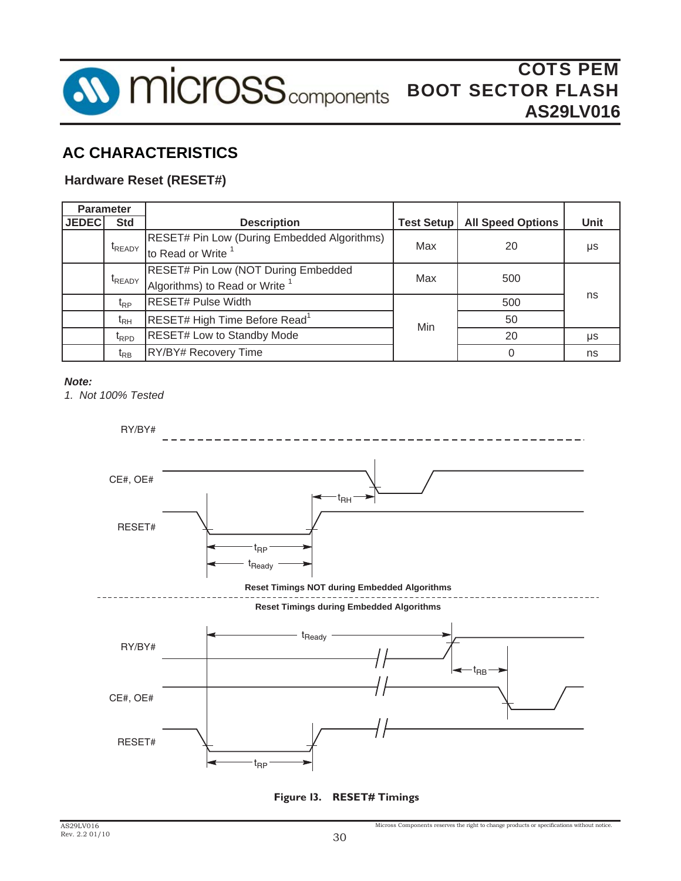## AC CHARACTERISTICS

### Hardware Reset (RESET#)

| Parameter | | Description | Test Setup | All Speed Options | Unit |
|---|---|---|---|---|---|
| JEDEC | Std | | | | |
| | $t_{READY}$ | RESET# Pin Low (During Embedded Algorithms) to Read or Write [1] | Max | 20 | µs |
| | $t_{READY}$ | RESET# Pin Low (NOT During Embedded Algorithms) to Read or Write [1] | Max | 500 | ns |
| | $t_{RP}$ | RESET# Pulse Width | Min | 500 | ns |
| | $t_{RH}$ | RESET# High Time Before Read[1] | Min | 50 | ns |
| | $t_{RPD}$ | RESET# Low to Standby Mode | Min | 20 | µs |
| | $t_{RB}$ | RY/BY# Recovery Time | Min | 0 | ns |

***Note:***

*1. Not 100% Tested*

RY/BY#

CE#, OE#

RESET#

$t_{RH}$

$t_{RP}$

$t_{Ready}$

**Reset Timings NOT during Embedded Algorithms**

**Reset Timings during Embedded Algorithms**

$t_{Ready}$

RY/BY#

$t_{RB}$

CE#, OE#

RESET#

$t_{RP}$

**Figure 13. RESET# Timings**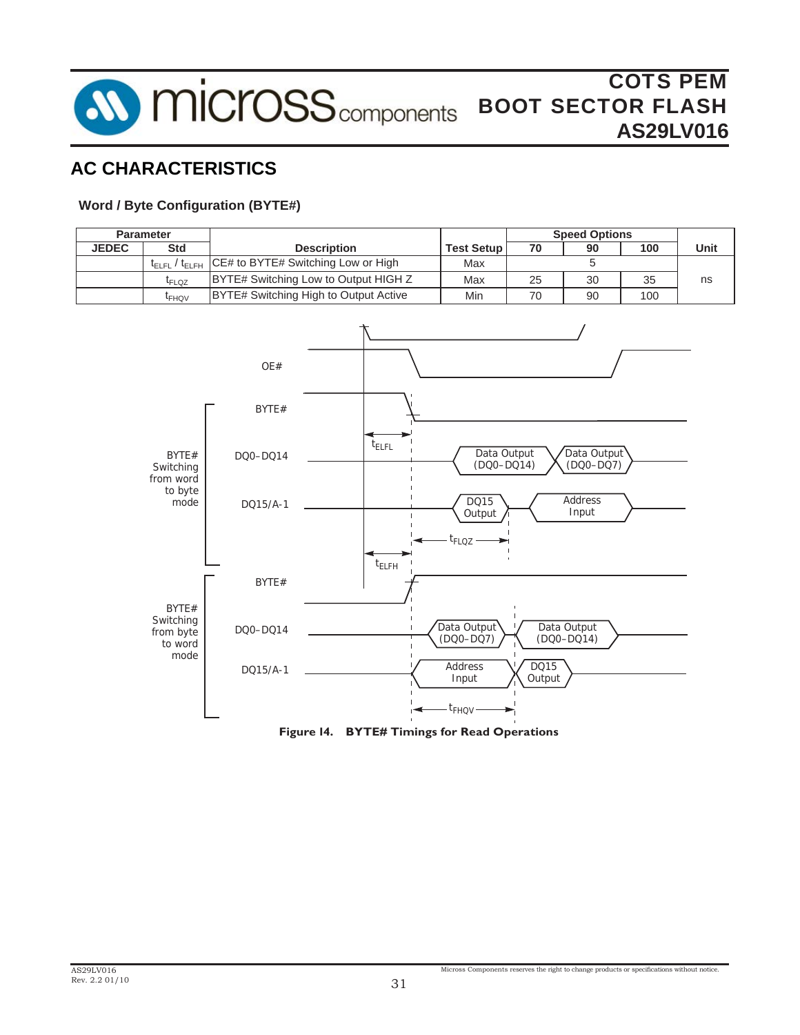## AC CHARACTERISTICS

### Word / Byte Configuration (BYTE#)

| Parameter | | Description | Test Setup | Speed Options | | | Unit |
|---|---|---|---|---|---|---|---|
| JEDEC | Std | | | 70 | 90 | 100 | |
| | $t_{ELFL}$ / $t_{ELFH}$ | CE# to BYTE# Switching Low or High | Max | 5 | | | ns |
| | $t_{FLQZ}$ | BYTE# Switching Low to Output HIGH Z | Max | 25 | 30 | 35 | ns |
| | $t_{FHQV}$ | BYTE# Switching High to Output Active | Min | 70 | 90 | 100 | ns |

**Figure 14. BYTE# Timings for Read Operations**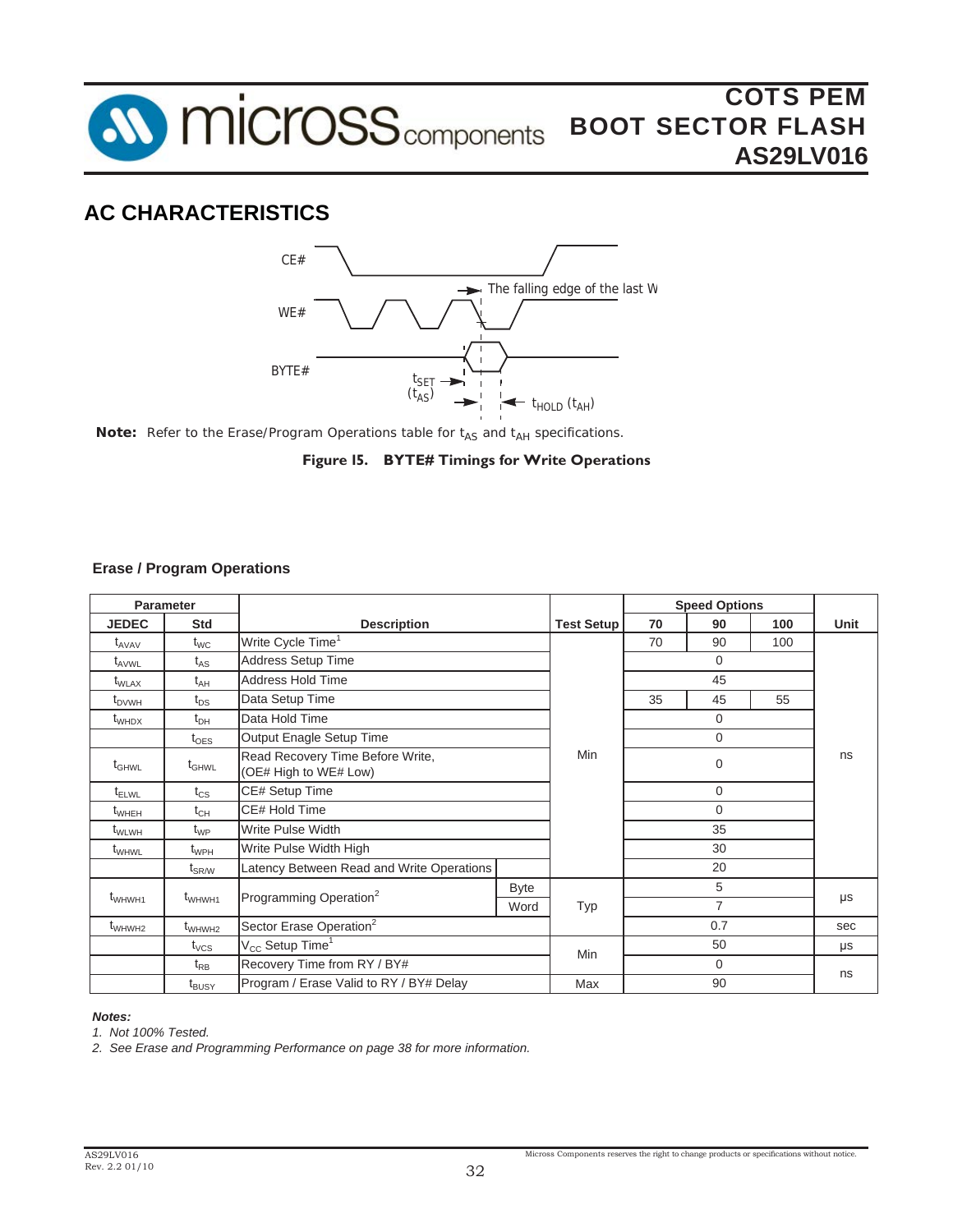## AC CHARACTERISTICS

**Note:** Refer to the Erase/Program Operations table for $t_{AS}$ and $t_{AH}$ specifications.

**Figure 15. BYTE# Timings for Write Operations**

### Erase / Program Operations

| Parameter | | Description | | Test Setup | Speed Options | | | Unit |
|---|---|---|---|---|---|---|---|---|
| JEDEC | Std | | | | 70 | 90 | 100 | |
| $t_{AVAV}$ | $t_{WC}$ | Write Cycle Time[1] | | Min | 70 | 90 | 100 | ns |
| $t_{AVWL}$ | $t_{AS}$ | Address Setup Time | | Min | 0 | | | ns |
| $t_{WLAX}$ | $t_{AH}$ | Address Hold Time | | Min | 45 | | | ns |
| $t_{DVWH}$ | $t_{DS}$ | Data Setup Time | | Min | 35 | 45 | 55 | ns |
| $t_{WHDX}$ | $t_{DH}$ | Data Hold Time | | Min | 0 | | | ns |
| | $t_{OES}$ | Output Enagle Setup Time | | Min | 0 | | | ns |
| $t_{GHWL}$ | $t_{GHWL}$ | Read Recovery Time Before Write, (OE# High to WE# Low) | | Min | 0 | | | ns |
| $t_{ELWL}$ | $t_{CS}$ | CE# Setup Time | | Min | 0 | | | ns |
| $t_{WHEH}$ | $t_{CH}$ | CE# Hold Time | | Min | 0 | | | ns |
| $t_{WLWH}$ | $t_{WP}$ | Write Pulse Width | | Min | 35 | | | ns |
| $t_{WHWL}$ | $t_{WPH}$ | Write Pulse Width High | | Min | 30 | | | ns |
| | $t_{SR/W}$ | Latency Between Read and Write Operations | | Min | 20 | | | ns |
| $t_{WHWH1}$ | $t_{WHWH1}$ | Programming Operation[2] | Byte | Typ | 5 | | | µs |
| | | | Word | Typ | 7 | | | µs |
| $t_{WHWH2}$ | $t_{WHWH2}$ | Sector Erase Operation[2] | | Typ | 0.7 | | | sec |
| | $t_{VCS}$ | $V_{CC}$ Setup Time[1] | | Min | 50 | | | µs |
| | $t_{RB}$ | Recovery Time from RY / BY# | | Min | 0 | | | ns |
| | $t_{BUSY}$ | Program / Erase Valid to RY / BY# Delay | | Max | 90 | | | ns |

*Notes:*

1. *Not 100% Tested.*
2. *See Erase and Programming Performance on page 38 for more information.*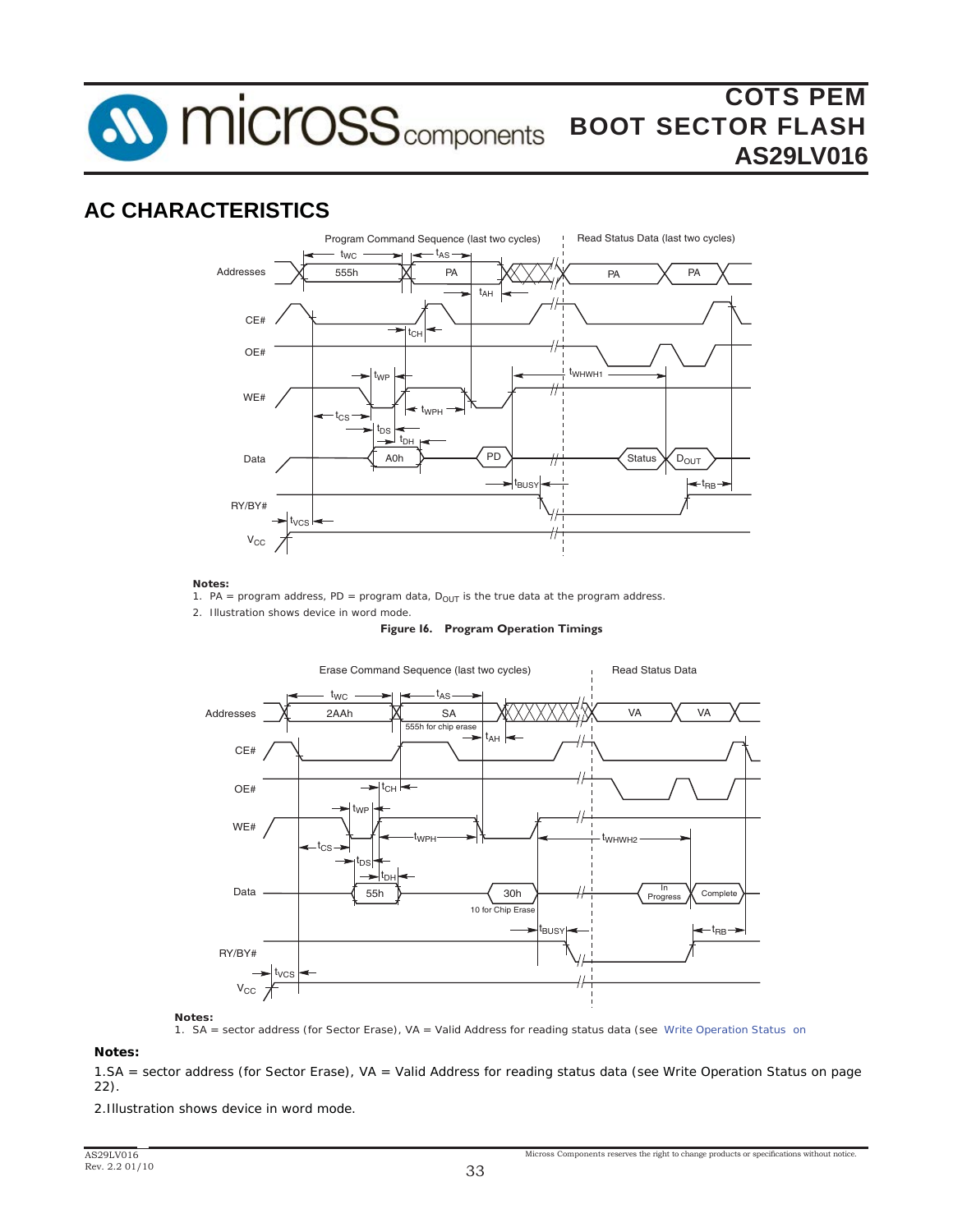## AC CHARACTERISTICS

**Notes:**

1. PA = program address, PD = program data, $D_{OUT}$ is the true data at the program address.
2. Illustration shows device in word mode.

**Figure l6. Program Operation Timings**

**Notes:**

1. SA = sector address (for Sector Erase), VA = Valid Address for reading status data (see Write Operation Status on

**Notes:**

1.SA = sector address (for Sector Erase), VA = Valid Address for reading status data (see Write Operation Status on page 22).

2.Illustration shows device in word mode.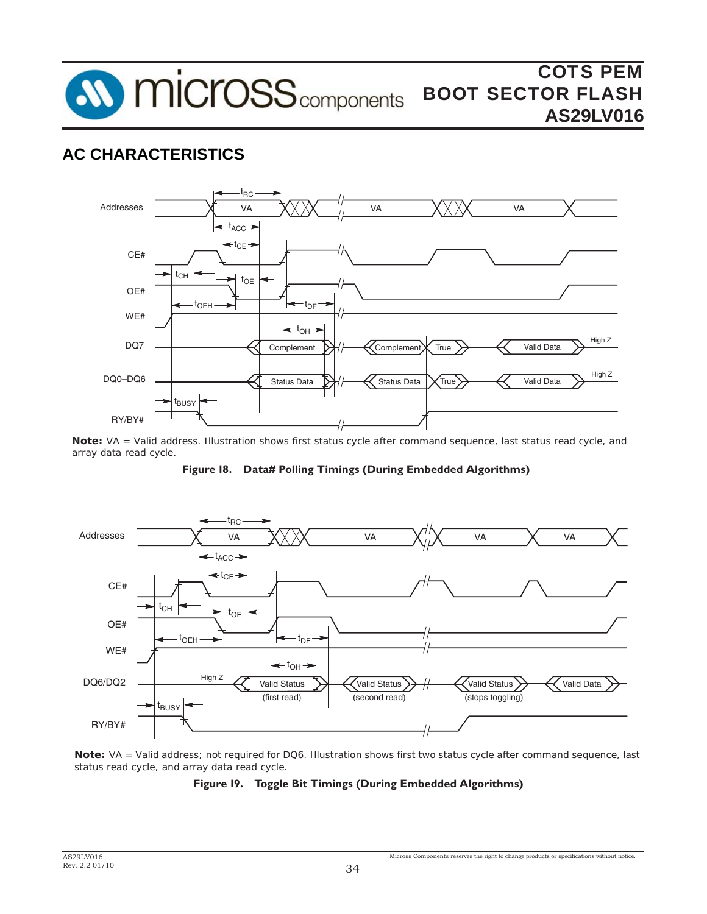## AC CHARACTERISTICS

**Note:** VA = Valid address. Illustration shows first status cycle after command sequence, last status read cycle, and array data read cycle.

**Figure 18. Data# Polling Timings (During Embedded Algorithms)**

**Note:** VA = Valid address; not required for DQ6. Illustration shows first two status cycle after command sequence, last status read cycle, and array data read cycle.

**Figure 19. Toggle Bit Timings (During Embedded Algorithms)**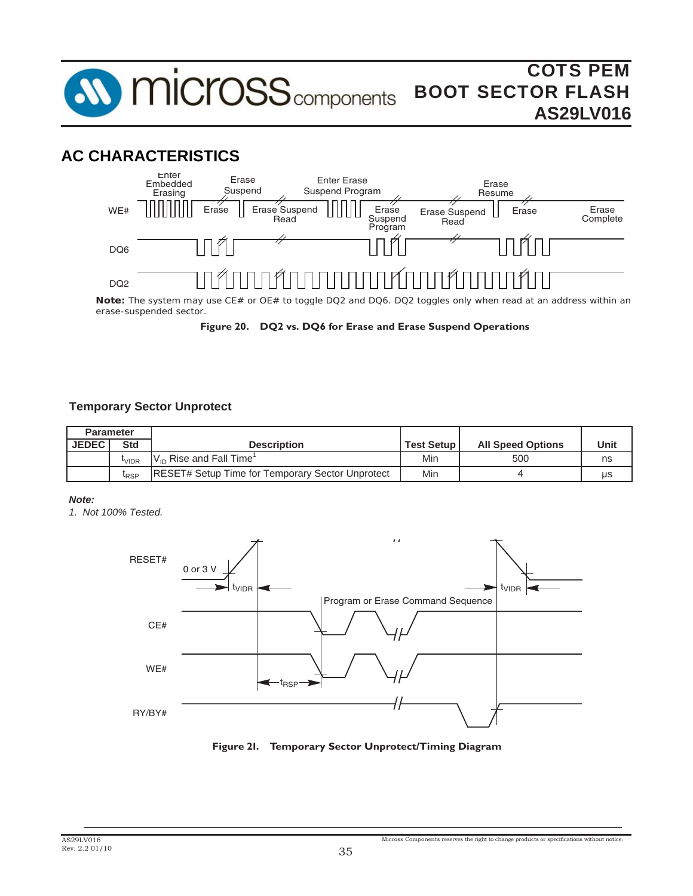## AC CHARACTERISTICS

**Note:** The system may use CE# or OE# to toggle DQ2 and DQ6. DQ2 toggles only when read at an address within an erase-suspended sector.

**Figure 20. DQ2 vs. DQ6 for Erase and Erase Suspend Operations**

### Temporary Sector Unprotect

| Parameter | | Description | Test Setup | All Speed Options | Unit |
|---|---|---|---|---|---|
| JEDEC | Std | | | | |
| | $t_{VIDR}$ | $V_{ID}$ Rise and Fall Time[1] | Min | 500 | ns |
| | $t_{RSP}$ | RESET# Setup Time for Temporary Sector Unprotect | Min | 4 | μs |

***Note:***

*1. Not 100% Tested.*

**Figure 21. Temporary Sector Unprotect/Timing Diagram**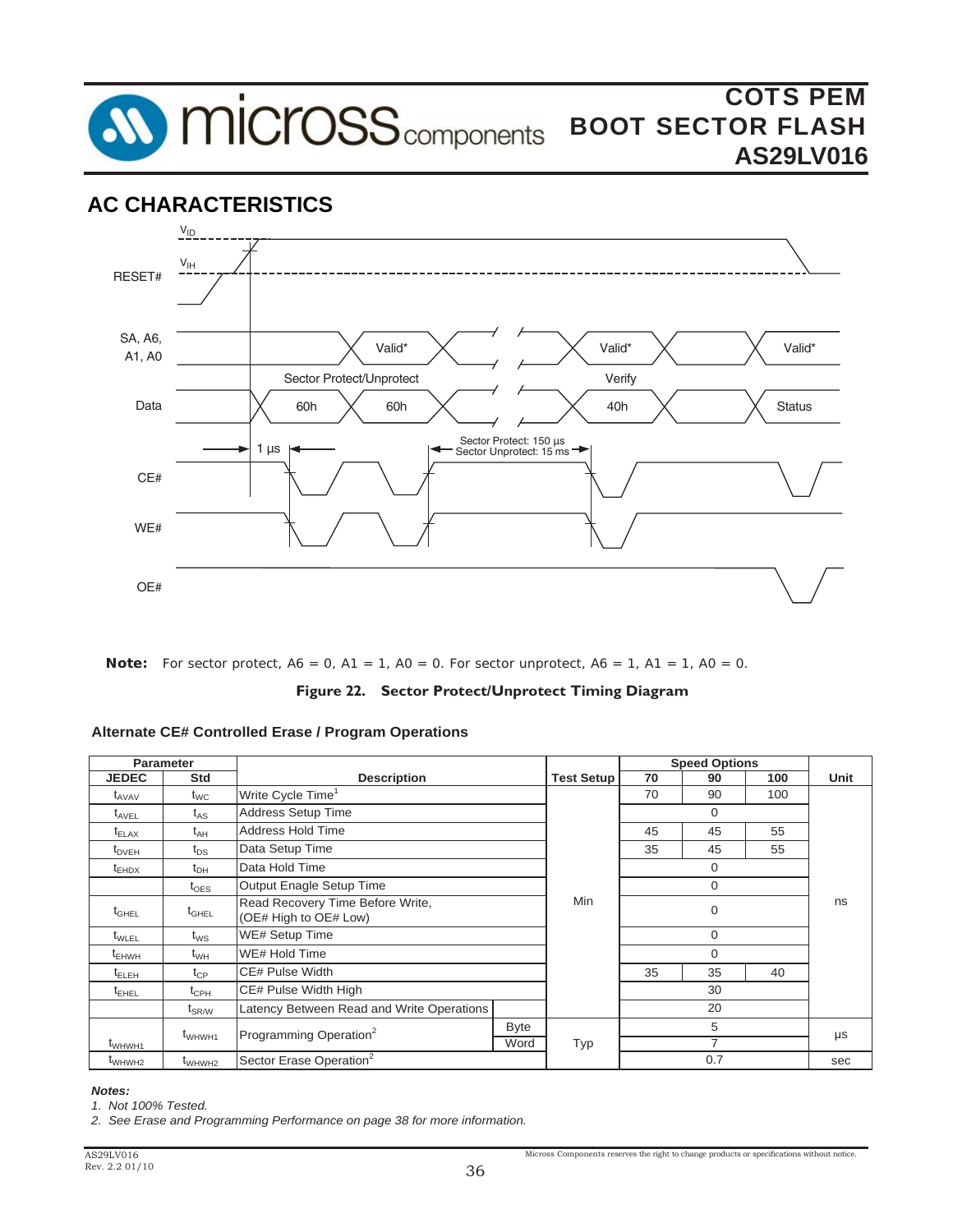## AC CHARACTERISTICS

**Note:** For sector protect, A6 = 0, A1 = 1, A0 = 0. For sector unprotect, A6 = 1, A1 = 1, A0 = 0.

**Figure 22. Sector Protect/Unprotect Timing Diagram**

### Alternate CE# Controlled Erase / Program Operations

| Parameter | | Description | | Test Setup | Speed Options | | | Unit |
|---|---|---|---|---|---|---|---|---|
| JEDEC | Std | | | | 70 | 90 | 100 | |
| $t_{AVAV}$ | $t_{WC}$ | Write Cycle Time[1] | | Min | 70 | 90 | 100 | ns |
| $t_{AVEL}$ | $t_{AS}$ | Address Setup Time | | Min | 0 | | | ns |
| $t_{ELAX}$ | $t_{AH}$ | Address Hold Time | | Min | 45 | 45 | 55 | ns |
| $t_{DVEH}$ | $t_{DS}$ | Data Setup Time | | Min | 35 | 45 | 55 | ns |
| $t_{EHDX}$ | $t_{DH}$ | Data Hold Time | | Min | 0 | | | ns |
| | $t_{OES}$ | Output Enagle Setup Time | | Min | 0 | | | ns |
| $t_{GHEL}$ | $t_{GHEL}$ | Read Recovery Time Before Write, (OE# High to OE# Low) | | Min | 0 | | | ns |
| $t_{WLEL}$ | $t_{WS}$ | WE# Setup Time | | Min | 0 | | | ns |
| $t_{EHWH}$ | $t_{WH}$ | WE# Hold Time | | Min | 0 | | | ns |
| $t_{ELEH}$ | $t_{CP}$ | CE# Pulse Width | | Min | 35 | 35 | 40 | ns |
| $t_{EHEL}$ | $t_{CPH}$ | CE# Pulse Width High | | Min | 30 | | | ns |
| | $t_{SR/W}$ | Latency Between Read and Write Operations | | Min | 20 | | | ns |
| $t_{WHWH1}$ | $t_{WHWH1}$ | Programming Operation[2] | Byte | Typ | 5 | | | µs |
| | | | Word | Typ | 7 | | | µs |
| $t_{WHWH2}$ | $t_{WHWH2}$ | Sector Erase Operation[2] | | Typ | 0.7 | | | sec |

***Notes:***

*1. Not 100% Tested.*

*2. See Erase and Programming Performance on page 38 for more information.*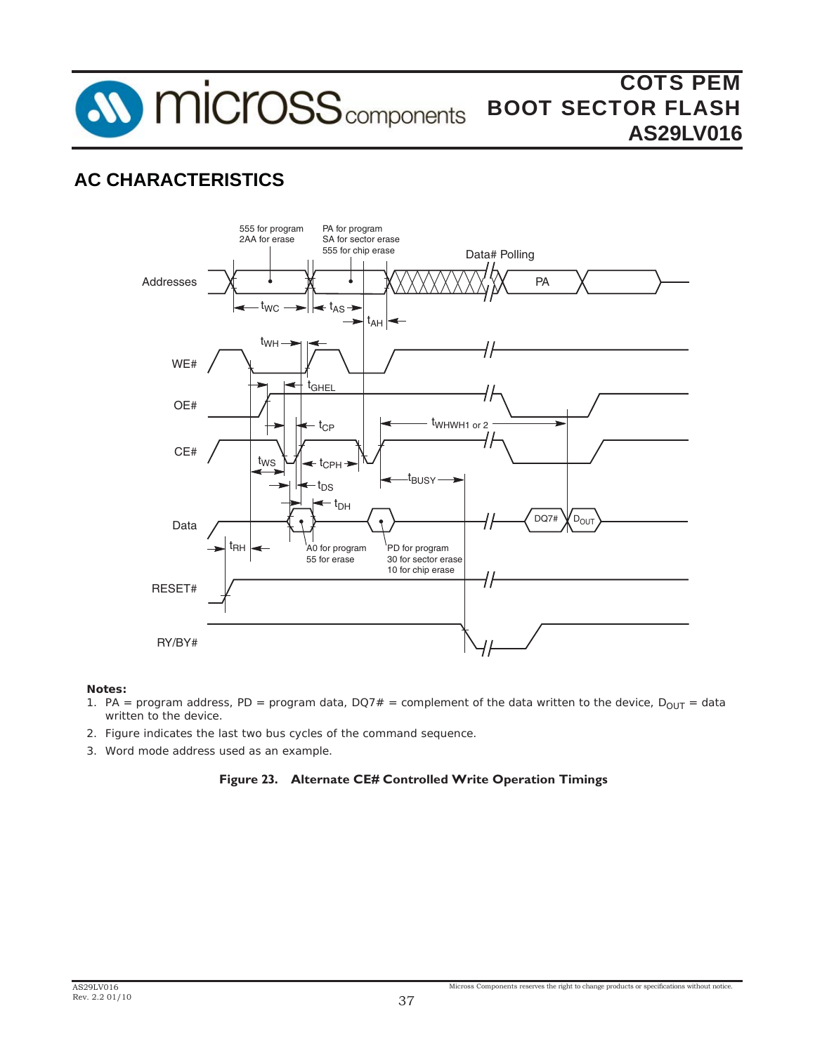## AC CHARACTERISTICS

**Notes:**

1. PA = program address, PD = program data, DQ7# = complement of the data written to the device, $D_{OUT}$ = data written to the device.
2. Figure indicates the last two bus cycles of the command sequence.
3. Word mode address used as an example.

**Figure 23. Alternate CE# Controlled Write Operation Timings**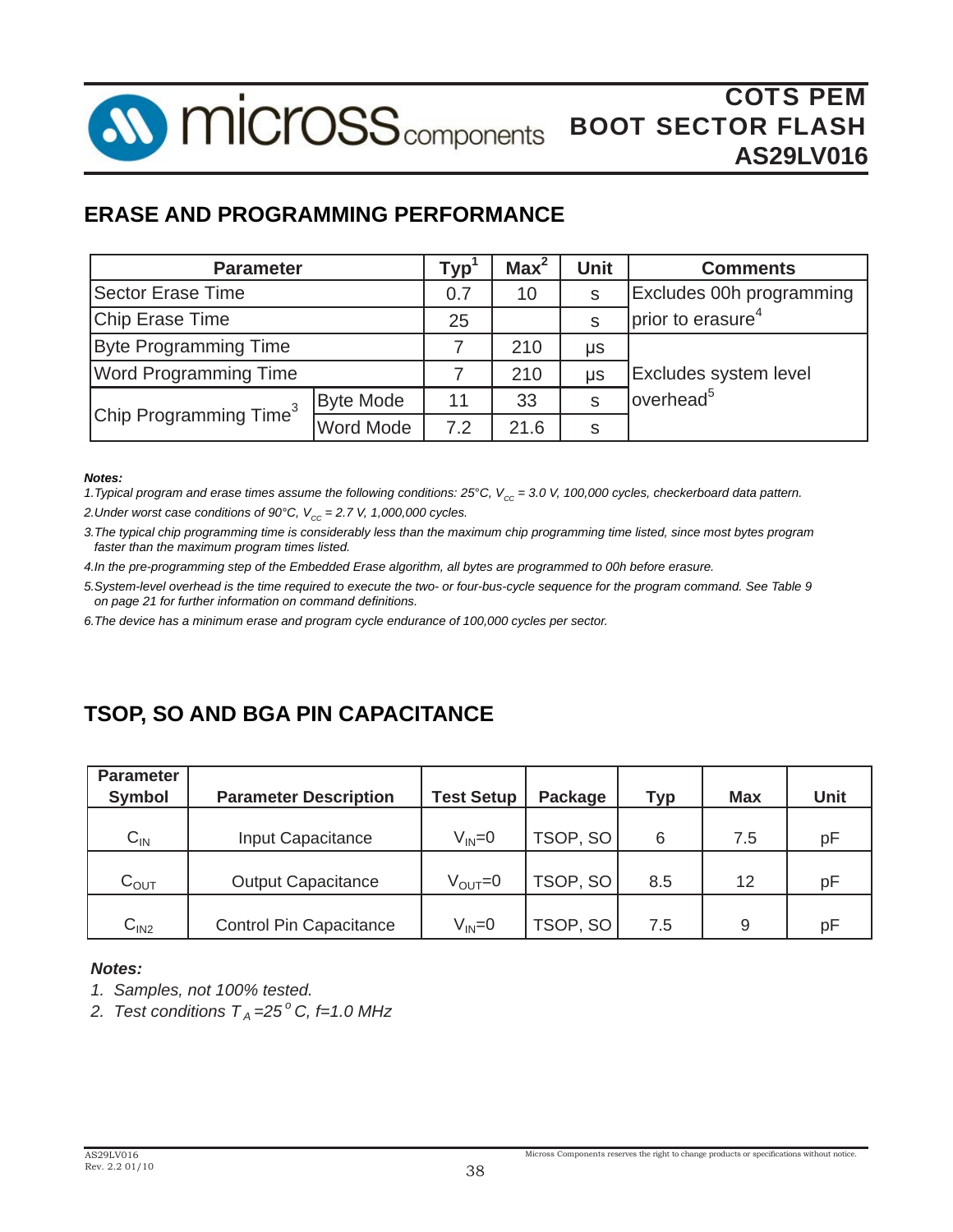## ERASE AND PROGRAMMING PERFORMANCE

| Parameter | | Typ[1] | Max[2] | Unit | Comments |
|---|---|---|---|---|---|
| Sector Erase Time | | 0.7 | 10 | s | Excludes 00h programming prior to erasure[4] |
| Chip Erase Time | | 25 | | s | |
| Byte Programming Time | | 7 | 210 | µs | Excludes system level overhead[5] |
| Word Programming Time | | 7 | 210 | µs | |
| Chip Programming Time[3] | Byte Mode | 11 | 33 | s | |
| | Word Mode | 7.2 | 21.6 | s | |

***Notes:***

*1. Typical program and erase times assume the following conditions: 25°C, $V_{CC}$ = 3.0 V, 100,000 cycles, checkerboard data pattern.*

*2. Under worst case conditions of 90°C, $V_{CC}$ = 2.7 V, 1,000,000 cycles.*

*3. The typical chip programming time is considerably less than the maximum chip programming time listed, since most bytes program faster than the maximum program times listed.*

*4. In the pre-programming step of the Embedded Erase algorithm, all bytes are programmed to 00h before erasure.*

*5. System-level overhead is the time required to execute the two- or four-bus-cycle sequence for the program command. See Table 9 on page 21 for further information on command definitions.*

*6. The device has a minimum erase and program cycle endurance of 100,000 cycles per sector.*

## TSOP, SO AND BGA PIN CAPACITANCE

| Parameter Symbol | Parameter Description | Test Setup | Package | Typ | Max | Unit |
|---|---|---|---|---|---|---|
| $C_{IN}$ | Input Capacitance | $V_{IN}$=0 | TSOP, SO | 6 | 7.5 | pF |
| $C_{OUT}$ | Output Capacitance | $V_{OUT}$=0 | TSOP, SO | 8.5 | 12 | pF |
| $C_{IN2}$ | Control Pin Capacitance | $V_{IN}$=0 | TSOP, SO | 7.5 | 9 | pF |

***Notes:***

1. *Samples, not 100% tested.*
2. *Test conditions $T_A$ =25°C, f=1.0 MHz*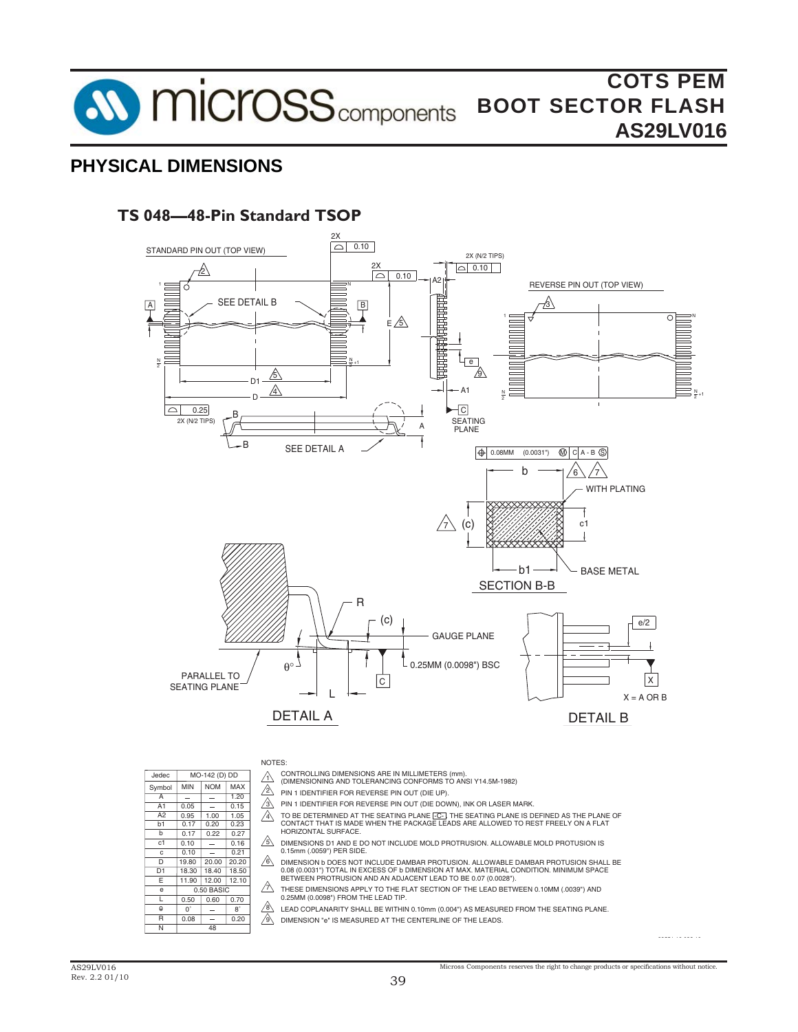## PHYSICAL DIMENSIONS

### TS 048—48-Pin Standard TSOP

| Jedec | MO-142 (D) DD | | |
|---|---|---|---|
| Symbol | MIN | NOM | MAX |
| A | – | – | 1.20 |
| A1 | 0.05 | – | 0.15 |
| A2 | 0.95 | 1.00 | 1.05 |
| b1 | 0.17 | 0.20 | 0.23 |
| b | 0.17 | 0.22 | 0.27 |
| c1 | 0.10 | – | 0.16 |
| c | 0.10 | – | 0.21 |
| D | 19.80 | 20.00 | 20.20 |
| D1 | 18.30 | 18.40 | 18.50 |
| E | 11.90 | 12.00 | 12.10 |
| e | 0.50 BASIC | | |
| L | 0.50 | 0.60 | 0.70 |
| θ | 0˚ | – | 8˚ |
| R | 0.08 | – | 0.20 |
| N | 48 | | |

NOTES:

1. CONTROLLING DIMENSIONS ARE IN MILLIMETERS (mm). (DIMENSIONING AND TOLERANCING CONFORMS TO ANSI Y14.5M-1982)
2. PIN 1 IDENTIFIER FOR REVERSE PIN OUT (DIE UP).
3. PIN 1 IDENTIFIER FOR REVERSE PIN OUT (DIE DOWN), INK OR LASER MARK.
4. TO BE DETERMINED AT THE SEATING PLANE -C-. THE SEATING PLANE IS DEFINED AS THE PLANE OF CONTACT THAT IS MADE WHEN THE PACKAGE LEADS ARE ALLOWED TO REST FREELY ON A FLAT HORIZONTAL SURFACE.
5. DIMENSIONS D1 AND E DO NOT INCLUDE MOLD PROTRUSION. ALLOWABLE MOLD PROTUSION IS 0.15mm (.0059") PER SIDE.
6. DIMENSION b DOES NOT INCLUDE DAMBAR PROTUSION. ALLOWABLE DAMBAR PROTUSION SHALL BE 0.08 (0.0031") TOTAL IN EXCESS OF b DIMENSION AT MAX. MATERIAL CONDITION. MINIMUM SPACE BETWEEN PROTRUSION AND AN ADJACENT LEAD TO BE 0.07 (0.0028").
7. THESE DIMENSIONS APPLY TO THE FLAT SECTION OF THE LEAD BETWEEN 0.10MM (.0039") AND 0.25MM (0.0098") FROM THE LEAD TIP.
8. LEAD COPLANARITY SHALL BE WITHIN 0.10mm (0.004") AS MEASURED FROM THE SEATING PLANE.
9. DIMENSION "e" IS MEASURED AT THE CENTERLINE OF THE LEADS.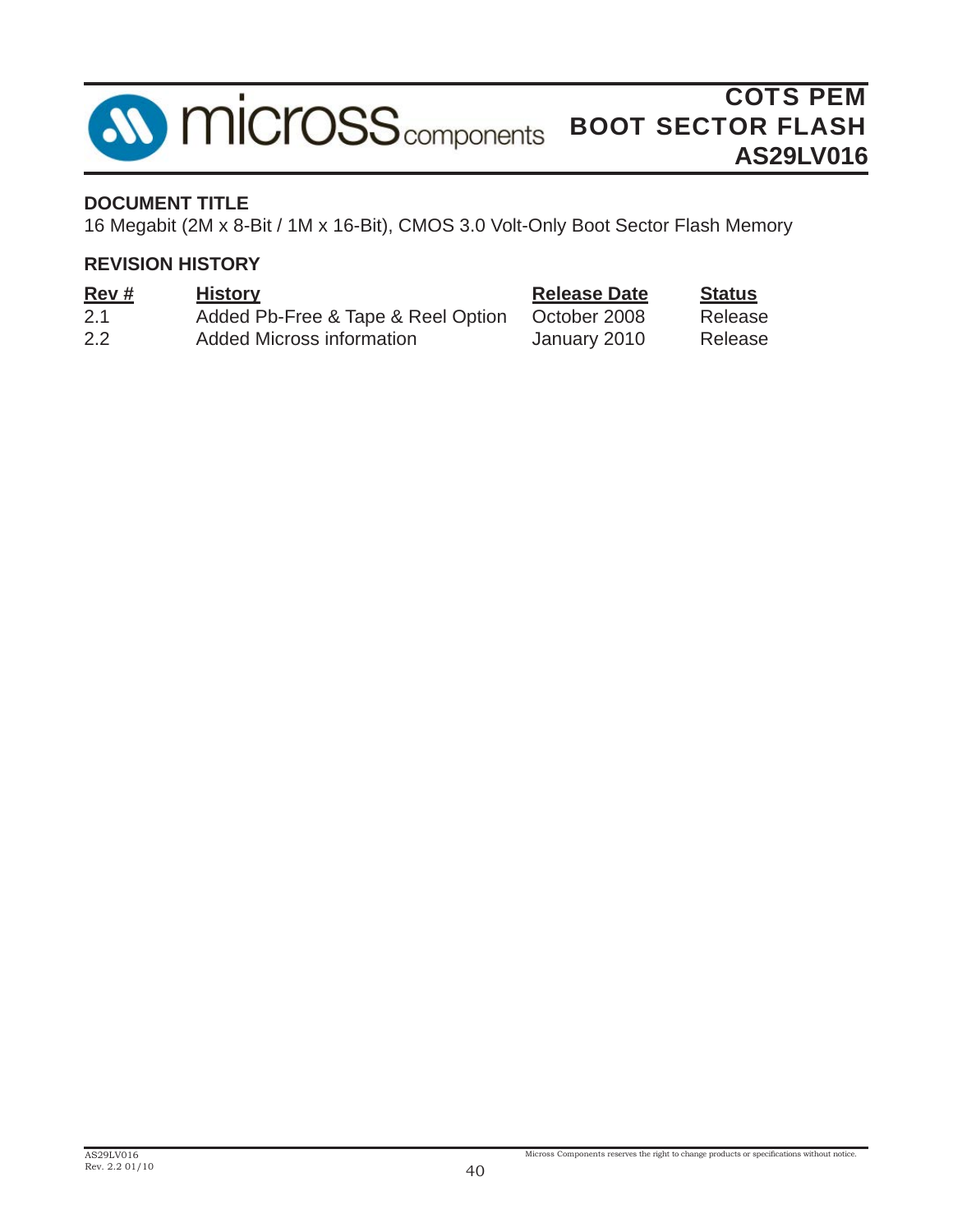## DOCUMENT TITLE

16 Megabit (2M x 8-Bit / 1M x 16-Bit), CMOS 3.0 Volt-Only Boot Sector Flash Memory

## REVISION HISTORY

| Rev # | History | Release Date | Status |
|---|---|---|---|
| 2.1 | Added Pb-Free & Tape & Reel Option | October 2008 | Release |
| 2.2 | Added Micross information | January 2010 | Release |